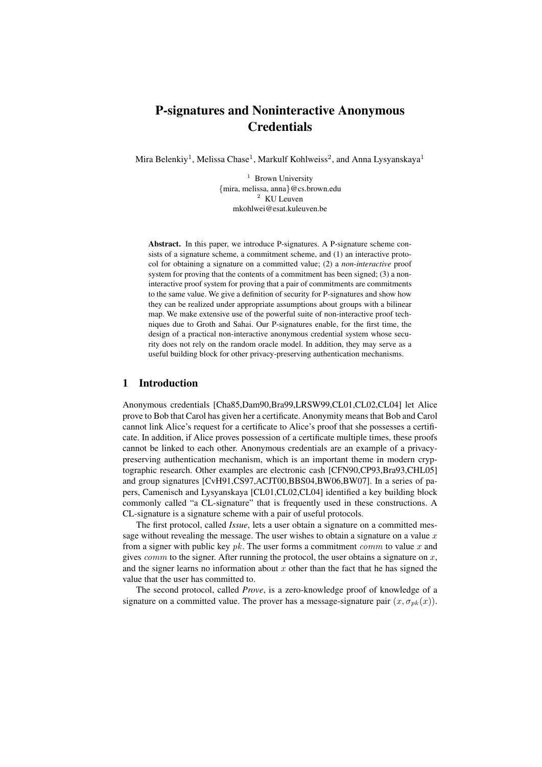# P-signatures and Noninteractive Anonymous Credentials

Mira Belenkiy[1], Melissa Chase[1], Markulf Kohlweiss[2], and Anna Lysyanskaya[1]

[1] Brown University
{mira, melissa, anna}@cs.brown.edu
[2] KU Leuven
mkohlwei@esat.kuleuven.be

**Abstract.** In this paper, we introduce P-signatures. A P-signature scheme consists of a signature scheme, a commitment scheme, and (1) an interactive protocol for obtaining a signature on a committed value; (2) a *non-interactive* proof system for proving that the contents of a commitment has been signed; (3) a non-interactive proof system for proving that a pair of commitments are commitments to the same value. We give a definition of security for P-signatures and show how they can be realized under appropriate assumptions about groups with a bilinear map. We make extensive use of the powerful suite of non-interactive proof techniques due to Groth and Sahai. Our P-signatures enable, for the first time, the design of a practical non-interactive anonymous credential system whose security does not rely on the random oracle model. In addition, they may serve as a useful building block for other privacy-preserving authentication mechanisms.

## 1 Introduction

Anonymous credentials [Cha85,Dam90,Bra99,LRSW99,CL01,CL02,CL04] let Alice prove to Bob that Carol has given her a certificate. Anonymity means that Bob and Carol cannot link Alice's request for a certificate to Alice's proof that she possesses a certificate. In addition, if Alice proves possession of a certificate multiple times, these proofs cannot be linked to each other. Anonymous credentials are an example of a privacy-preserving authentication mechanism, which is an important theme in modern cryptographic research. Other examples are electronic cash [CFN90,CP93,Bra93,CHL05] and group signatures [CvH91,CS97,ACJT00,BBS04,BW06,BW07]. In a series of papers, Camenisch and Lysyanskaya [CL01,CL02,CL04] identified a key building block commonly called "a CL-signature" that is frequently used in these constructions. A CL-signature is a signature scheme with a pair of useful protocols.

The first protocol, called *Issue*, lets a user obtain a signature on a committed message without revealing the message. The user wishes to obtain a signature on a value $x$ from a signer with public key $pk$. The user forms a commitment $comm$ to value $x$ and gives $comm$ to the signer. After running the protocol, the user obtains a signature on $x$, and the signer learns no information about $x$ other than the fact that he has signed the value that the user has committed to.

The second protocol, called *Prove*, is a zero-knowledge proof of knowledge of a signature on a committed value. The prover has a message-signature pair $(x, \sigma_{pk}(x))$.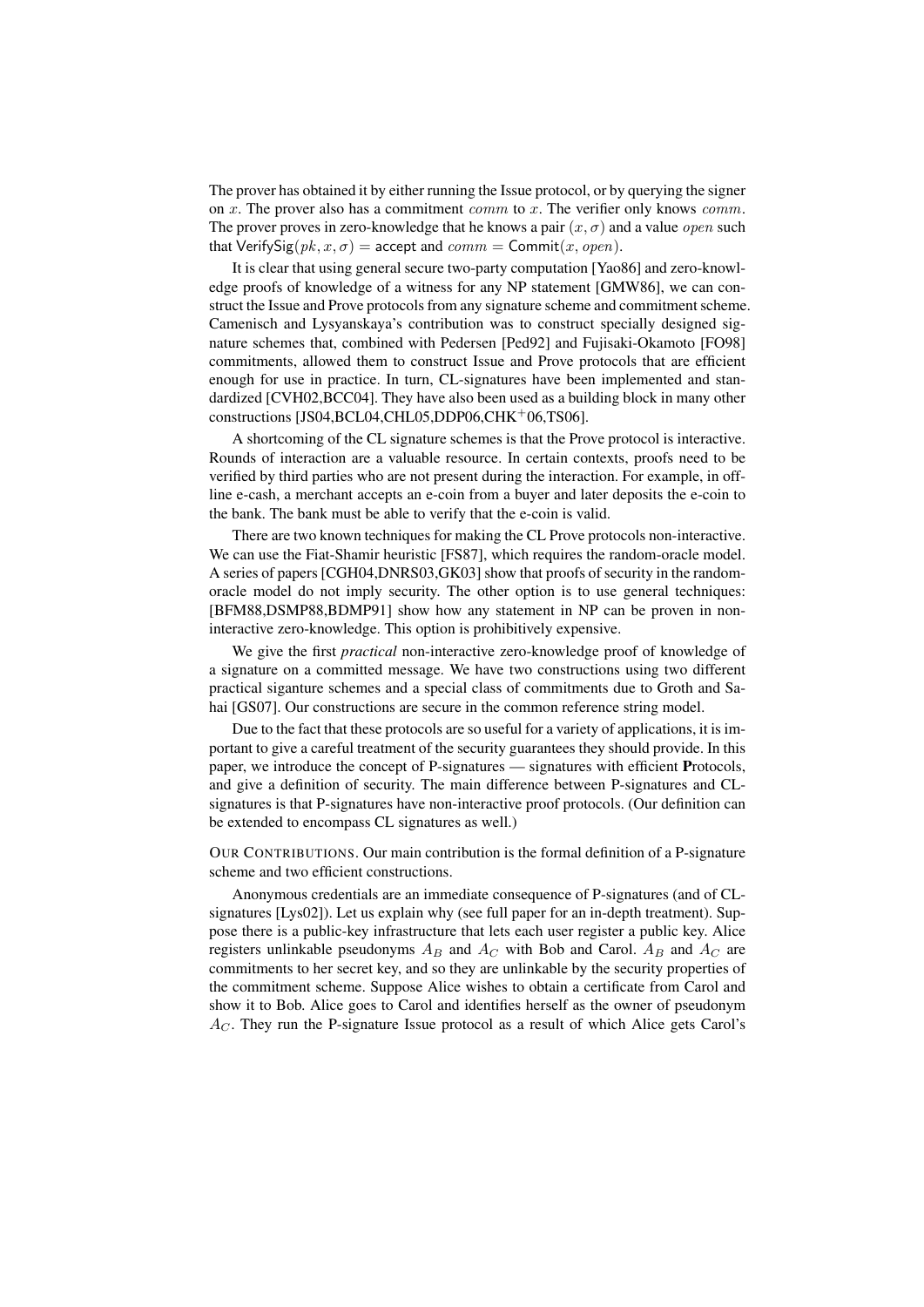The prover has obtained it by either running the Issue protocol, or by querying the signer on $x$. The prover also has a commitment $comm$ to $x$. The verifier only knows $comm$. The prover proves in zero-knowledge that he knows a pair $(x, \sigma)$ and a value $open$ such that $\mathsf{VerifySig}(pk, x, \sigma) = \mathsf{accept}$ and $comm = \mathsf{Commit}(x, open)$.

It is clear that using general secure two-party computation [Yao86] and zero-knowledge proofs of knowledge of a witness for any NP statement [GMW86], we can construct the Issue and Prove protocols from any signature scheme and commitment scheme. Camenisch and Lysyanskaya's contribution was to construct specially designed signature schemes that, combined with Pedersen [Ped92] and Fujisaki-Okamoto [FO98] commitments, allowed them to construct Issue and Prove protocols that are efficient enough for use in practice. In turn, CL-signatures have been implemented and standardized [CVH02,BCC04]. They have also been used as a building block in many other constructions [JS04,BCL04,CHL05,DDP06,CHK+06,TS06].

A shortcoming of the CL signature schemes is that the Prove protocol is interactive. Rounds of interaction are a valuable resource. In certain contexts, proofs need to be verified by third parties who are not present during the interaction. For example, in off-line e-cash, a merchant accepts an e-coin from a buyer and later deposits the e-coin to the bank. The bank must be able to verify that the e-coin is valid.

There are two known techniques for making the CL Prove protocols non-interactive. We can use the Fiat-Shamir heuristic [FS87], which requires the random-oracle model. A series of papers [CGH04,DNRS03,GK03] show that proofs of security in the random-oracle model do not imply security. The other option is to use general techniques: [BFM88,DSMP88,BDMP91] show how any statement in NP can be proven in non-interactive zero-knowledge. This option is prohibitively expensive.

We give the first *practical* non-interactive zero-knowledge proof of knowledge of a signature on a committed message. We have two constructions using two different practical siganture schemes and a special class of commitments due to Groth and Sahai [GS07]. Our constructions are secure in the common reference string model.

Due to the fact that these protocols are so useful for a variety of applications, it is important to give a careful treatment of the security guarantees they should provide. In this paper, we introduce the concept of P-signatures — signatures with efficient **P**rotocols, and give a definition of security. The main difference between P-signatures and CL-signatures is that P-signatures have non-interactive proof protocols. (Our definition can be extended to encompass CL signatures as well.)

OUR CONTRIBUTIONS. Our main contribution is the formal definition of a P-signature scheme and two efficient constructions.

Anonymous credentials are an immediate consequence of P-signatures (and of CL-signatures [Lys02]). Let us explain why (see full paper for an in-depth treatment). Suppose there is a public-key infrastructure that lets each user register a public key. Alice registers unlinkable pseudonyms $A_B$ and $A_C$ with Bob and Carol. $A_B$ and $A_C$ are commitments to her secret key, and so they are unlinkable by the security properties of the commitment scheme. Suppose Alice wishes to obtain a certificate from Carol and show it to Bob. Alice goes to Carol and identifies herself as the owner of pseudonym $A_C$. They run the P-signature Issue protocol as a result of which Alice gets Carol's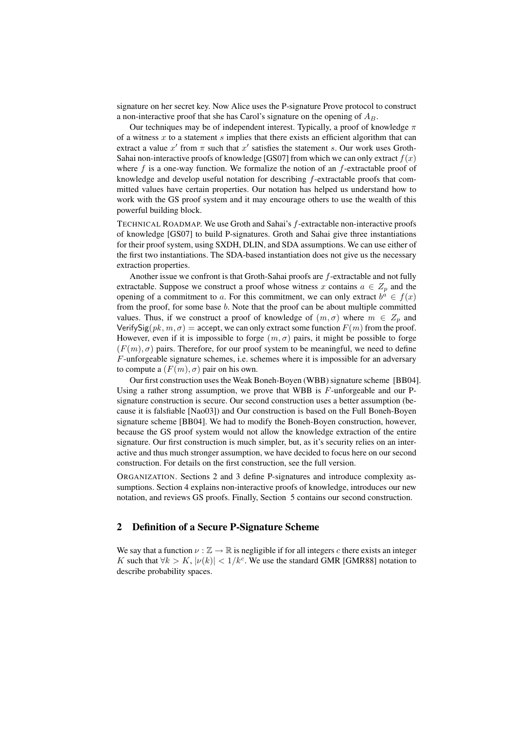signature on her secret key. Now Alice uses the P-signature Prove protocol to construct a non-interactive proof that she has Carol's signature on the opening of $A_B$.

Our techniques may be of independent interest. Typically, a proof of knowledge $\pi$ of a witness $x$ to a statement $s$ implies that there exists an efficient algorithm that can extract a value $x'$ from $\pi$ such that $x'$ satisfies the statement $s$. Our work uses Groth-Sahai non-interactive proofs of knowledge [GS07] from which we can only extract $f(x)$ where $f$ is a one-way function. We formalize the notion of an $f$-extractable proof of knowledge and develop useful notation for describing $f$-extractable proofs that committed values have certain properties. Our notation has helped us understand how to work with the GS proof system and it may encourage others to use the wealth of this powerful building block.

TECHNICAL ROADMAP. We use Groth and Sahai's $f$-extractable non-interactive proofs of knowledge [GS07] to build P-signatures. Groth and Sahai give three instantiations for their proof system, using SXDH, DLIN, and SDA assumptions. We can use either of the first two instantiations. The SDA-based instantiation does not give us the necessary extraction properties.

Another issue we confront is that Groth-Sahai proofs are $f$-extractable and not fully extractable. Suppose we construct a proof whose witness $x$ contains $a \in Z_p$ and the opening of a commitment to $a$. For this commitment, we can only extract $b^a \in f(x)$ from the proof, for some base $b$. Note that the proof can be about multiple committed values. Thus, if we construct a proof of knowledge of $(m, \sigma)$ where $m \in Z_p$ and $\mathsf{VerifySig}(pk, m, \sigma) = \mathsf{accept}$, we can only extract some function $F(m)$ from the proof. However, even if it is impossible to forge $(m, \sigma)$ pairs, it might be possible to forge $(F(m), \sigma)$ pairs. Therefore, for our proof system to be meaningful, we need to define $F$-unforgeable signature schemes, i.e. schemes where it is impossible for an adversary to compute a $(F(m), \sigma)$ pair on his own.

Our first construction uses the Weak Boneh-Boyen (WBB) signature scheme [BB04]. Using a rather strong assumption, we prove that WBB is $F$-unforgeable and our P-signature construction is secure. Our second construction uses a better assumption (because it is falsfiable [Nao03]) and Our construction is based on the Full Boneh-Boyen signature scheme [BB04]. We had to modify the Boneh-Boyen construction, however, because the GS proof system would not allow the knowledge extraction of the entire signature. Our first construction is much simpler, but, as it's security relies on an interactive and thus much stronger assumption, we have decided to focus here on our second construction. For details on the first construction, see the full version.

ORGANIZATION. Sections 2 and 3 define P-signatures and introduce complexity assumptions. Section 4 explains non-interactive proofs of knowledge, introduces our new notation, and reviews GS proofs. Finally, Section 5 contains our second construction.

## 2 Definition of a Secure P-Signature Scheme

We say that a function $\nu : \mathbb{Z} \to \mathbb{R}$ is negligible if for all integers $c$ there exists an integer $K$ such that $\forall k > K$, $|\nu(k)| < 1/k^c$. We use the standard GMR [GMR88] notation to describe probability spaces.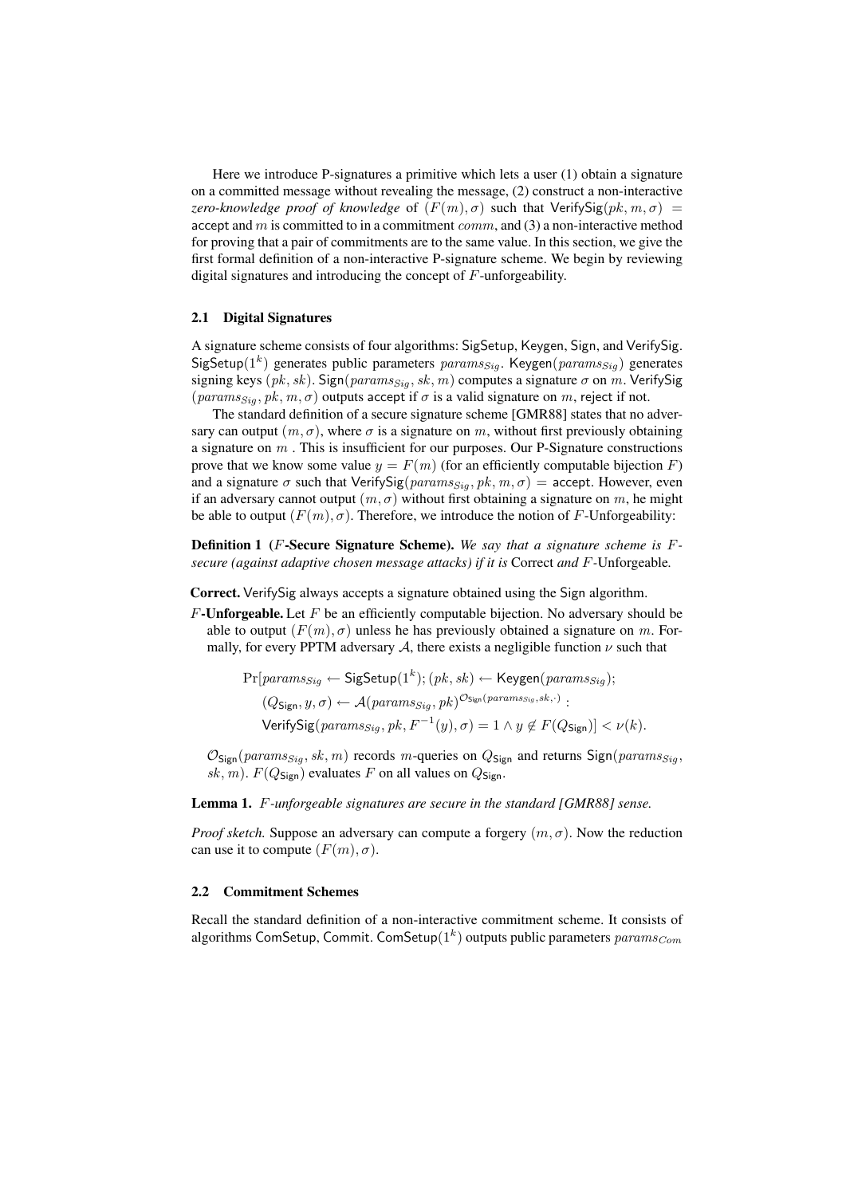Here we introduce P-signatures a primitive which lets a user (1) obtain a signature on a committed message without revealing the message, (2) construct a non-interactive *zero-knowledge proof of knowledge* of $(F(m), \sigma)$ such that $\mathsf{VerifySig}(pk, m, \sigma) = \mathsf{accept}$ and $m$ is committed to in a commitment $comm$, and (3) a non-interactive method for proving that a pair of commitments are to the same value. In this section, we give the first formal definition of a non-interactive P-signature scheme. We begin by reviewing digital signatures and introducing the concept of $F$-unforgeability.

### 2.1 Digital Signatures

A signature scheme consists of four algorithms: SigSetup, Keygen, Sign, and VerifySig. $\mathsf{SigSetup}(1^k)$ generates public parameters $params_{Sig}$. $\mathsf{Keygen}(params_{Sig})$ generates signing keys $(pk, sk)$. $\mathsf{Sign}(params_{Sig}, sk, m)$ computes a signature $\sigma$ on $m$. VerifySig $(params_{Sig}, pk, m, \sigma)$ outputs accept if $\sigma$ is a valid signature on $m$, reject if not.

The standard definition of a secure signature scheme [GMR88] states that no adversary can output $(m, \sigma)$, where $\sigma$ is a signature on $m$, without first previously obtaining a signature on $m$ . This is insufficient for our purposes. Our P-Signature constructions prove that we know some value $y = F(m)$ (for an efficiently computable bijection $F$) and a signature $\sigma$ such that $\mathsf{VerifySig}(params_{Sig}, pk, m, \sigma) = \mathsf{accept}$. However, even if an adversary cannot output $(m, \sigma)$ without first obtaining a signature on $m$, he might be able to output $(F(m), \sigma)$. Therefore, we introduce the notion of $F$-Unforgeability:

**Definition 1 ($F$-Secure Signature Scheme).** *We say that a signature scheme is $F$-secure (against adaptive chosen message attacks) if it is* Correct *and* $F$-Unforgeable.

**Correct.** VerifySig always accepts a signature obtained using the Sign algorithm.

**$F$-Unforgeable.** Let $F$ be an efficiently computable bijection. No adversary should be able to output $(F(m), \sigma)$ unless he has previously obtained a signature on $m$. Formally, for every PPTM adversary $\mathcal{A}$, there exists a negligible function $\nu$ such that

$$\Pr[params_{Sig} \leftarrow \mathsf{SigSetup}(1^k); (pk, sk) \leftarrow \mathsf{Keygen}(params_{Sig});$$
$$(Q_{\mathsf{Sign}}, y, \sigma) \leftarrow \mathcal{A}(params_{Sig}, pk)^{\mathcal{O}_{\mathsf{Sign}}(params_{Sig}, sk, \cdot)} :$$
$$\mathsf{VerifySig}(params_{Sig}, pk, F^{-1}(y), \sigma) = 1 \wedge y \notin F(Q_{\mathsf{Sign}})] < \nu(k).$$

$\mathcal{O}_{\mathsf{Sign}}(params_{Sig}, sk, m)$ records $m$-queries on $Q_{\mathsf{Sign}}$ and returns $\mathsf{Sign}(params_{Sig}, sk, m)$. $F(Q_{\mathsf{Sign}})$ evaluates $F$ on all values on $Q_{\mathsf{Sign}}$.

**Lemma 1.** *$F$-unforgeable signatures are secure in the standard [GMR88] sense.*

*Proof sketch.* Suppose an adversary can compute a forgery $(m, \sigma)$. Now the reduction can use it to compute $(F(m), \sigma)$.

### 2.2 Commitment Schemes

Recall the standard definition of a non-interactive commitment scheme. It consists of algorithms ComSetup, Commit. $\mathsf{ComSetup}(1^k)$ outputs public parameters $params_{Com}$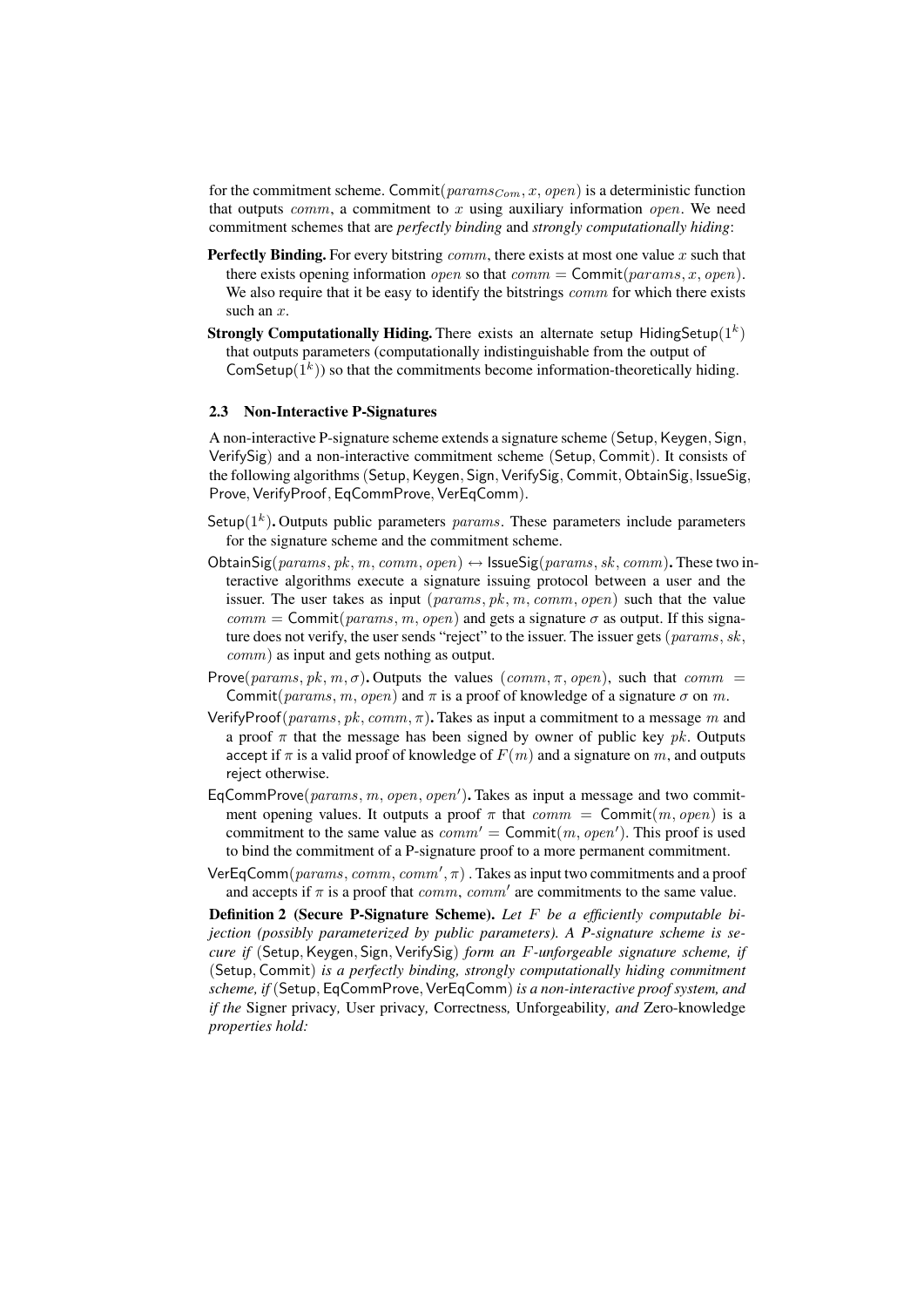for the commitment scheme. $\mathsf{Commit}(params_{Com}, x, open)$ is a deterministic function that outputs $comm$, a commitment to $x$ using auxiliary information $open$. We need commitment schemes that are *perfectly binding* and *strongly computationally hiding*:

**Perfectly Binding.** For every bitstring $comm$, there exists at most one value $x$ such that there exists opening information $open$ so that $comm = \mathsf{Commit}(params, x, open)$. We also require that it be easy to identify the bitstrings $comm$ for which there exists such an $x$.

**Strongly Computationally Hiding.** There exists an alternate setup $\mathsf{HidingSetup}(1^k)$ that outputs parameters (computationally indistinguishable from the output of $\mathsf{ComSetup}(1^k)$) so that the commitments become information-theoretically hiding.

### 2.3 Non-Interactive P-Signatures

A non-interactive P-signature scheme extends a signature scheme (Setup, Keygen, Sign, VerifySig) and a non-interactive commitment scheme (Setup, Commit). It consists of the following algorithms (Setup, Keygen, Sign, VerifySig, Commit, ObtainSig, IssueSig, Prove, VerifyProof, EqCommProve, VerEqComm).

$\mathsf{Setup}(1^k)$**.** Outputs public parameters $params$. These parameters include parameters for the signature scheme and the commitment scheme.

$\mathsf{ObtainSig}(params, pk, m, comm, open) \leftrightarrow \mathsf{IssueSig}(params, sk, comm)$**.** These two interactive algorithms execute a signature issuing protocol between a user and the issuer. The user takes as input $(params, pk, m, comm, open)$ such that the value $comm = \mathsf{Commit}(params, m, open)$ and gets a signature $\sigma$ as output. If this signature does not verify, the user sends "reject" to the issuer. The issuer gets $(params, sk, comm)$ as input and gets nothing as output.

$\mathsf{Prove}(params, pk, m, \sigma)$**.** Outputs the values $(comm, \pi, open)$, such that $comm = \mathsf{Commit}(params, m, open)$ and $\pi$ is a proof of knowledge of a signature $\sigma$ on $m$.

$\mathsf{VerifyProof}(params, pk, comm, \pi)$**.** Takes as input a commitment to a message $m$ and a proof $\pi$ that the message has been signed by owner of public key $pk$. Outputs accept if $\pi$ is a valid proof of knowledge of $F(m)$ and a signature on $m$, and outputs reject otherwise.

$\mathsf{EqCommProve}(params, m, open, open')$**.** Takes as input a message and two commitment opening values. It outputs a proof $\pi$ that $comm = \mathsf{Commit}(m, open)$ is a commitment to the same value as $comm' = \mathsf{Commit}(m, open')$. This proof is used to bind the commitment of a P-signature proof to a more permanent commitment.

$\mathsf{VerEqComm}(params, comm, comm', \pi)$ . Takes as input two commitments and a proof and accepts if $\pi$ is a proof that $comm$, $comm'$ are commitments to the same value.

**Definition 2 (Secure P-Signature Scheme).** *Let $F$ be a efficiently computable bijection (possibly parameterized by public parameters). A P-signature scheme is secure if* (Setup, Keygen, Sign, VerifySig) *form an $F$-unforgeable signature scheme, if* (Setup, Commit) *is a perfectly binding, strongly computationally hiding commitment scheme, if* (Setup, EqCommProve, VerEqComm) *is a non-interactive proof system, and if the* Signer privacy*,* User privacy*,* Correctness*,* Unforgeability*, and* Zero-knowledge *properties hold:*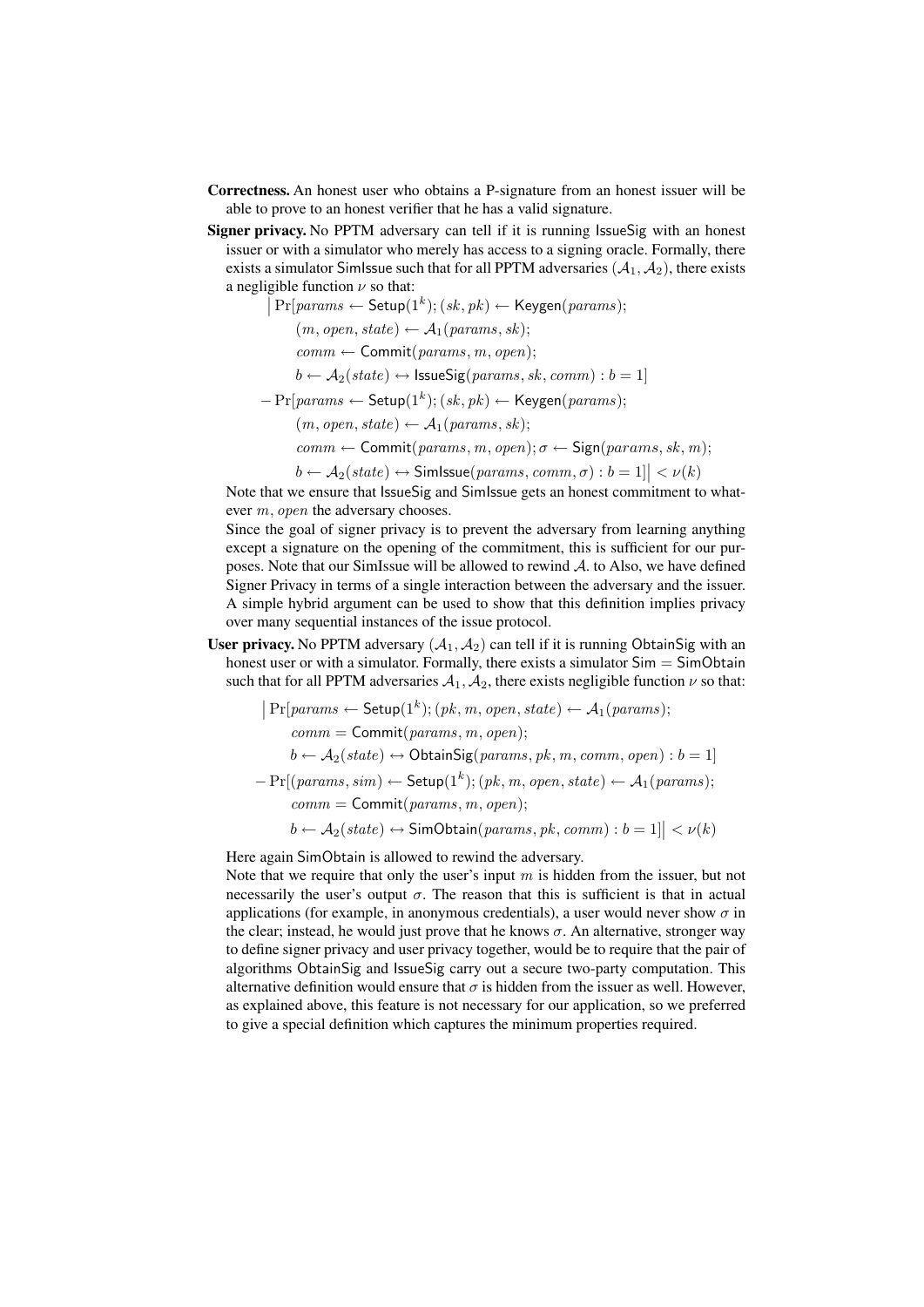**Correctness.** An honest user who obtains a P-signature from an honest issuer will be able to prove to an honest verifier that he has a valid signature.

**Signer privacy.** No PPTM adversary can tell if it is running $\mathsf{IssueSig}$ with an honest issuer or with a simulator who merely has access to a signing oracle. Formally, there exists a simulator $\mathsf{SimIssue}$ such that for all PPTM adversaries $(\mathcal{A}_1, \mathcal{A}_2)$, there exists a negligible function $\nu$ so that:

$$
\begin{aligned}
\big| \Pr[&params \leftarrow \mathsf{Setup}(1^k); (sk, pk) \leftarrow \mathsf{Keygen}(params);\\
&(m, open, state) \leftarrow \mathcal{A}_1(params, sk);\\
&comm \leftarrow \mathsf{Commit}(params, m, open);\\
&b \leftarrow \mathcal{A}_2(state) \leftrightarrow \mathsf{IssueSig}(params, sk, comm) : b = 1]\\
- \Pr[&params \leftarrow \mathsf{Setup}(1^k); (sk, pk) \leftarrow \mathsf{Keygen}(params);\\
&(m, open, state) \leftarrow \mathcal{A}_1(params, sk);\\
&comm \leftarrow \mathsf{Commit}(params, m, open); \sigma \leftarrow \mathsf{Sign}(params, sk, m);\\
&b \leftarrow \mathcal{A}_2(state) \leftrightarrow \mathsf{SimIssue}(params, comm, \sigma) : b = 1]\big| < \nu(k)
\end{aligned}
$$

Note that we ensure that $\mathsf{IssueSig}$ and $\mathsf{SimIssue}$ gets an honest commitment to whatever $m, open$ the adversary chooses.

Since the goal of signer privacy is to prevent the adversary from learning anything except a signature on the opening of the commitment, this is sufficient for our purposes. Note that our SimIssue will be allowed to rewind $\mathcal{A}$. to Also, we have defined Signer Privacy in terms of a single interaction between the adversary and the issuer. A simple hybrid argument can be used to show that this definition implies privacy over many sequential instances of the issue protocol.

**User privacy.** No PPTM adversary $(\mathcal{A}_1, \mathcal{A}_2)$ can tell if it is running $\mathsf{ObtainSig}$ with an honest user or with a simulator. Formally, there exists a simulator $\mathsf{Sim} = \mathsf{SimObtain}$ such that for all PPTM adversaries $\mathcal{A}_1, \mathcal{A}_2$, there exists negligible function $\nu$ so that:

$$
\begin{aligned}
\big| \Pr[&params \leftarrow \mathsf{Setup}(1^k); (pk, m, open, state) \leftarrow \mathcal{A}_1(params);\\
&comm = \mathsf{Commit}(params, m, open);\\
&b \leftarrow \mathcal{A}_2(state) \leftrightarrow \mathsf{ObtainSig}(params, pk, m, comm, open) : b = 1]\\
- \Pr[&(params, sim) \leftarrow \mathsf{Setup}(1^k); (pk, m, open, state) \leftarrow \mathcal{A}_1(params);\\
&comm = \mathsf{Commit}(params, m, open);\\
&b \leftarrow \mathcal{A}_2(state) \leftrightarrow \mathsf{SimObtain}(params, pk, comm) : b = 1]\big| < \nu(k)
\end{aligned}
$$

Here again $\mathsf{SimObtain}$ is allowed to rewind the adversary.

Note that we require that only the user's input $m$ is hidden from the issuer, but not necessarily the user's output $\sigma$. The reason that this is sufficient is that in actual applications (for example, in anonymous credentials), a user would never show $\sigma$ in the clear; instead, he would just prove that he knows $\sigma$. An alternative, stronger way to define signer privacy and user privacy together, would be to require that the pair of algorithms $\mathsf{ObtainSig}$ and $\mathsf{IssueSig}$ carry out a secure two-party computation. This alternative definition would ensure that $\sigma$ is hidden from the issuer as well. However, as explained above, this feature is not necessary for our application, so we preferred to give a special definition which captures the minimum properties required.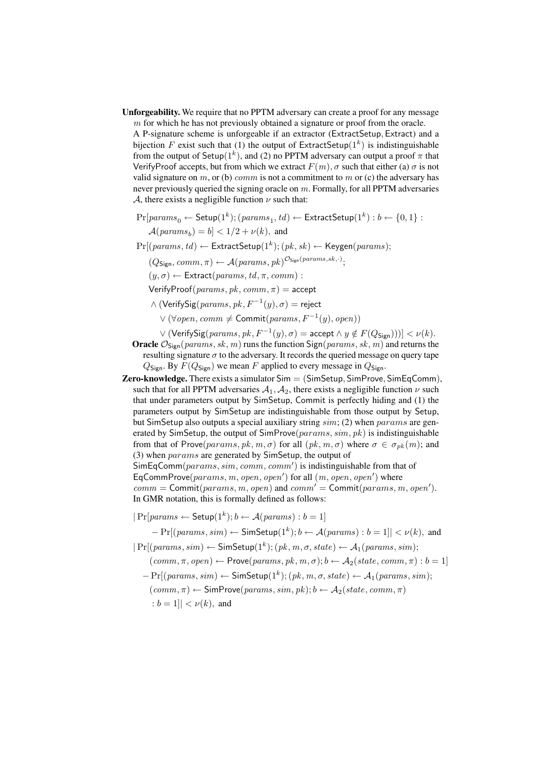**Unforgeability.** We require that no PPTM adversary can create a proof for any message $m$ for which he has not previously obtained a signature or proof from the oracle.
A P-signature scheme is unforgeable if an extractor $(\mathsf{ExtractSetup}, \mathsf{Extract})$ and a bijection $F$ exist such that (1) the output of $\mathsf{ExtractSetup}(1^k)$ is indistinguishable from the output of $\mathsf{Setup}(1^k)$, and (2) no PPTM adversary can output a proof $\pi$ that $\mathsf{VerifyProof}$ accepts, but from which we extract $F(m), \sigma$ such that either (a) $\sigma$ is not valid signature on $m$, or (b) $comm$ is not a commitment to $m$ or (c) the adversary has never previously queried the signing oracle on $m$. Formally, for all PPTM adversaries $\mathcal{A}$, there exists a negligible function $\nu$ such that:

$$\Pr[params_0 \leftarrow \mathsf{Setup}(1^k); (params_1, td) \leftarrow \mathsf{ExtractSetup}(1^k) : b \leftarrow \{0,1\} : \mathcal{A}(params_b) = b] < 1/2 + \nu(k), \text{ and}$$

$$\begin{aligned}
&\Pr[(params, td) \leftarrow \mathsf{ExtractSetup}(1^k); (pk, sk) \leftarrow \mathsf{Keygen}(params);\\
&\quad (Q_{\mathsf{Sign}}, comm, \pi) \leftarrow \mathcal{A}(params, pk)^{\mathcal{O}_{\mathsf{Sign}}(params, sk, \cdot)};\\
&\quad (y, \sigma) \leftarrow \mathsf{Extract}(params, td, \pi, comm) :\\
&\quad \mathsf{VerifyProof}(params, pk, comm, \pi) = \mathsf{accept}\\
&\quad \wedge (\mathsf{VerifySig}(params, pk, F^{-1}(y), \sigma) = \mathsf{reject}\\
&\qquad \vee (\forall open, comm \neq \mathsf{Commit}(params, F^{-1}(y), open))\\
&\qquad \vee (\mathsf{VerifySig}(params, pk, F^{-1}(y), \sigma) = \mathsf{accept} \wedge y \notin F(Q_{\mathsf{Sign}})))] < \nu(k).
\end{aligned}$$

**Oracle** $\mathcal{O}_{\mathsf{Sign}}(params, sk, m)$ runs the function $\mathsf{Sign}(params, sk, m)$ and returns the resulting signature $\sigma$ to the adversary. It records the queried message on query tape $Q_{\mathsf{Sign}}$. By $F(Q_{\mathsf{Sign}})$ we mean $F$ applied to every message in $Q_{\mathsf{Sign}}$.

**Zero-knowledge.** There exists a simulator $\mathsf{Sim} = (\mathsf{SimSetup}, \mathsf{SimProve}, \mathsf{SimEqComm})$, such that for all PPTM adversaries $\mathcal{A}_1, \mathcal{A}_2$, there exists a negligible function $\nu$ such that under parameters output by $\mathsf{SimSetup}$, $\mathsf{Commit}$ is perfectly hiding and (1) the parameters output by $\mathsf{SimSetup}$ are indistinguishable from those output by $\mathsf{Setup}$, but $\mathsf{SimSetup}$ also outputs a special auxiliary string $sim$; (2) when $params$ are generated by $\mathsf{SimSetup}$, the output of $\mathsf{SimProve}(params, sim, pk)$ is indistinguishable from that of $\mathsf{Prove}(params, pk, m, \sigma)$ for all $(pk, m, \sigma)$ where $\sigma \in \sigma_{pk}(m)$; and (3) when $params$ are generated by $\mathsf{SimSetup}$, the output of $\mathsf{SimEqComm}(params, sim, comm, comm')$ is indistinguishable from that of $\mathsf{EqCommProve}(params, m, open, open')$ for all $(m, open, open')$ where $comm = \mathsf{Commit}(params, m, open)$ and $comm' = \mathsf{Commit}(params, m, open')$.
In GMR notation, this is formally defined as follows:

$$\begin{aligned}
&|\Pr[params \leftarrow \mathsf{Setup}(1^k); b \leftarrow \mathcal{A}(params) : b = 1]\\
&\quad - \Pr[(params, sim) \leftarrow \mathsf{SimSetup}(1^k); b \leftarrow \mathcal{A}(params) : b = 1]| < \nu(k), \text{ and}
\end{aligned}$$

$$\begin{aligned}
&|\Pr[(params, sim) \leftarrow \mathsf{SimSetup}(1^k); (pk, m, \sigma, state) \leftarrow \mathcal{A}_1(params, sim);\\
&\quad (comm, \pi, open) \leftarrow \mathsf{Prove}(params, pk, m, \sigma); b \leftarrow \mathcal{A}_2(state, comm, \pi) : b = 1]\\
&\quad - \Pr[(params, sim) \leftarrow \mathsf{SimSetup}(1^k); (pk, m, \sigma, state) \leftarrow \mathcal{A}_1(params, sim);\\
&\quad (comm, \pi) \leftarrow \mathsf{SimProve}(params, sim, pk); b \leftarrow \mathcal{A}_2(state, comm, \pi)\\
&\quad : b = 1]| < \nu(k), \text{ and}
\end{aligned}$$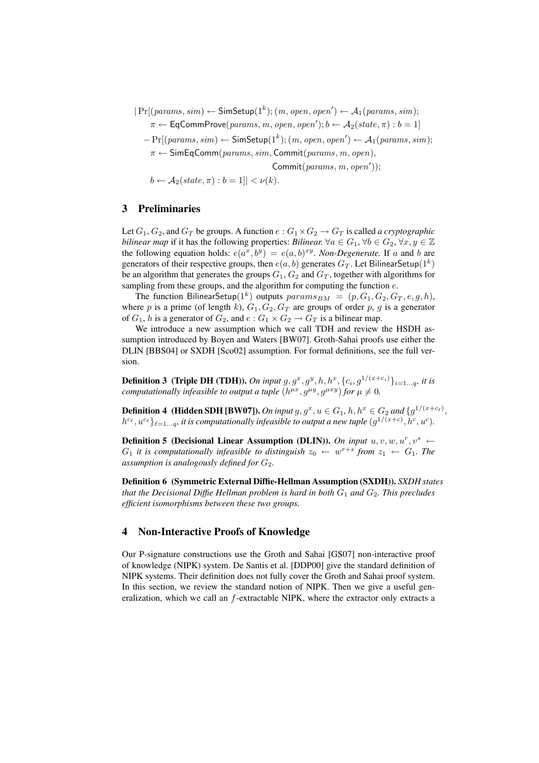$$
\begin{aligned}
|\Pr[&(params, sim) \leftarrow \mathsf{SimSetup}(1^k); (m, open, open') \leftarrow \mathcal{A}_1(params, sim);\\
&\pi \leftarrow \mathsf{EqCommProve}(params, m, open, open'); b \leftarrow \mathcal{A}_2(state, \pi) : b = 1]\\
&- \Pr[(params, sim) \leftarrow \mathsf{SimSetup}(1^k); (m, open, open') \leftarrow \mathcal{A}_1(params, sim);\\
&\pi \leftarrow \mathsf{SimEqComm}(params, sim, \mathsf{Commit}(params, m, open),\\
&\qquad\qquad\qquad\qquad\qquad \mathsf{Commit}(params, m, open'));\\
&b \leftarrow \mathcal{A}_2(state, \pi) : b = 1]| < \nu(k).
\end{aligned}
$$

## 3 Preliminaries

Let $G_1$, $G_2$, and $G_T$ be groups. A function $e : G_1 \times G_2 \to G_T$ is called *a cryptographic bilinear map* if it has the following properties: *Bilinear.* $\forall a \in G_1$, $\forall b \in G_2$, $\forall x, y \in \mathbb{Z}$ the following equation holds: $e(a^x, b^y) = e(a, b)^{xy}$. *Non-Degenerate.* If $a$ and $b$ are generators of their respective groups, then $e(a, b)$ generates $G_T$. Let $\mathsf{BilinearSetup}(1^k)$ be an algorithm that generates the groups $G_1$, $G_2$ and $G_T$, together with algorithms for sampling from these groups, and the algorithm for computing the function $e$.

The function $\mathsf{BilinearSetup}(1^k)$ outputs $params_{BM} = (p, G_1, G_2, G_T, e, g, h)$, where $p$ is a prime (of length $k$), $G_1, G_2, G_T$ are groups of order $p$, $g$ is a generator of $G_1$, $h$ is a generator of $G_2$, and $e : G_1 \times G_2 \to G_T$ is a bilinear map.

We introduce a new assumption which we call TDH and review the HSDH assumption introduced by Boyen and Waters [BW07]. Groth-Sahai proofs use either the DLIN [BBS04] or SXDH [Sco02] assumption. For formal definitions, see the full version.

**Definition 3 (Triple DH (TDH)).** *On input $g, g^x, g^y, h, h^x, \{c_i, g^{1/(x+c_i)}\}_{i=1...q}$, it is computationally infeasible to output a tuple $(h^{\mu x}, g^{\mu y}, g^{\mu x y})$ for $\mu \neq 0$.*

**Definition 4 (Hidden SDH [BW07]).** *On input $g, g^x, u \in G_1$, $h, h^x \in G_2$ and $\{g^{1/(x+c_\ell)}, h^{c_\ell}, u^{c_\ell}\}_{\ell=1...q}$, it is computationally infeasible to output a new tuple $(g^{1/(x+c)}, h^c, u^c)$.*

**Definition 5 (Decisional Linear Assumption (DLIN)).** *On input $u, v, w, u^r, v^s \leftarrow G_1$ it is computationally infeasible to distinguish $z_0 \leftarrow w^{r+s}$ from $z_1 \leftarrow G_1$. The assumption is analogously defined for $G_2$.*

**Definition 6 (Symmetric External Diffie-Hellman Assumption (SXDH)).** *SXDH states that the Decisional Diffie Hellman problem is hard in both $G_1$ and $G_2$. This precludes efficient isomorphisms between these two groups.*

## 4 Non-Interactive Proofs of Knowledge

Our P-signature constructions use the Groth and Sahai [GS07] non-interactive proof of knowledge (NIPK) system. De Santis et al. [DDP00] give the standard definition of NIPK systems. Their definition does not fully cover the Groth and Sahai proof system. In this section, we review the standard notion of NIPK. Then we give a useful generalization, which we call an $f$-extractable NIPK, where the extractor only extracts a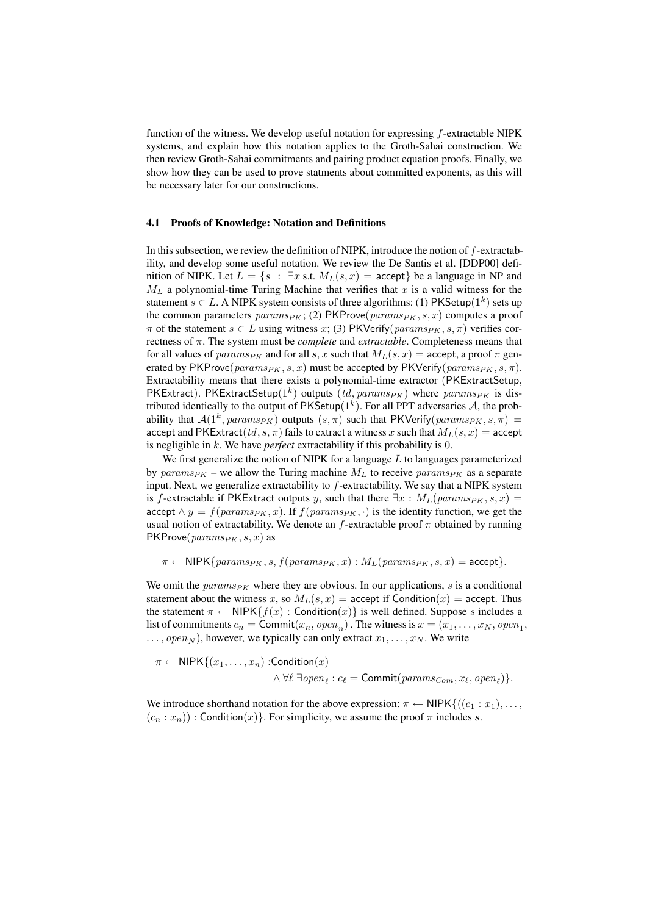function of the witness. We develop useful notation for expressing $f$-extractable NIPK systems, and explain how this notation applies to the Groth-Sahai construction. We then review Groth-Sahai commitments and pairing product equation proofs. Finally, we show how they can be used to prove statments about committed exponents, as this will be necessary later for our constructions.

### 4.1 Proofs of Knowledge: Notation and Definitions

In this subsection, we review the definition of NIPK, introduce the notion of $f$-extractability, and develop some useful notation. We review the De Santis et al. [DDP00] definition of NIPK. Let $L = \{s : \exists x \text{ s.t. } M_L(s, x) = \mathsf{accept}\}$ be a language in NP and $M_L$ a polynomial-time Turing Machine that verifies that $x$ is a valid witness for the statement $s \in L$. A NIPK system consists of three algorithms: (1) $\mathsf{PKSetup}(1^k)$ sets up the common parameters $params_{PK}$; (2) $\mathsf{PKProve}(params_{PK}, s, x)$ computes a proof $\pi$ of the statement $s \in L$ using witness $x$; (3) $\mathsf{PKVerify}(params_{PK}, s, \pi)$ verifies correctness of $\pi$. The system must be *complete* and *extractable*. Completeness means that for all values of $params_{PK}$ and for all $s, x$ such that $M_L(s, x) = \mathsf{accept}$, a proof $\pi$ generated by $\mathsf{PKProve}(params_{PK}, s, x)$ must be accepted by $\mathsf{PKVerify}(params_{PK}, s, \pi)$. Extractability means that there exists a polynomial-time extractor ($\mathsf{PKExtractSetup}$, $\mathsf{PKExtract}$). $\mathsf{PKExtractSetup}(1^k)$ outputs $(td, params_{PK})$ where $params_{PK}$ is distributed identically to the output of $\mathsf{PKSetup}(1^k)$. For all PPT adversaries $\mathcal{A}$, the probability that $\mathcal{A}(1^k, params_{PK})$ outputs $(s, \pi)$ such that $\mathsf{PKVerify}(params_{PK}, s, \pi) = \mathsf{accept}$ and $\mathsf{PKExtract}(td, s, \pi)$ fails to extract a witness $x$ such that $M_L(s, x) = \mathsf{accept}$ is negligible in $k$. We have *perfect* extractability if this probability is $0$.

We first generalize the notion of NIPK for a language $L$ to languages parameterized by $params_{PK}$ – we allow the Turing machine $M_L$ to receive $params_{PK}$ as a separate input. Next, we generalize extractability to $f$-extractability. We say that a NIPK system is $f$-extractable if $\mathsf{PKExtract}$ outputs $y$, such that there $\exists x : M_L(params_{PK}, s, x) = \mathsf{accept} \wedge y = f(params_{PK}, x)$. If $f(params_{PK}, \cdot)$ is the identity function, we get the usual notion of extractability. We denote an $f$-extractable proof $\pi$ obtained by running $\mathsf{PKProve}(params_{PK}, s, x)$ as

$$\pi \leftarrow \mathsf{NIPK}\{params_{PK}, s, f(params_{PK}, x) : M_L(params_{PK}, s, x) = \mathsf{accept}\}.$$

We omit the $params_{PK}$ where they are obvious. In our applications, $s$ is a conditional statement about the witness $x$, so $M_L(s, x) = \mathsf{accept}$ if $\mathsf{Condition}(x) = \mathsf{accept}$. Thus the statement $\pi \leftarrow \mathsf{NIPK}\{f(x) : \mathsf{Condition}(x)\}$ is well defined. Suppose $s$ includes a list of commitments $c_n = \mathsf{Commit}(x_n, open_n)$ . The witness is $x = (x_1, \ldots, x_N, open_1, \ldots, open_N)$, however, we typically can only extract $x_1, \ldots, x_N$. We write

$$\pi \leftarrow \mathsf{NIPK}\{(x_1, \ldots, x_n) : \mathsf{Condition}(x) \wedge \forall \ell \; \exists open_\ell : c_\ell = \mathsf{Commit}(params_{Com}, x_\ell, open_\ell)\}.$$

We introduce shorthand notation for the above expression: $\pi \leftarrow \mathsf{NIPK}\{((c_1 : x_1), \ldots, (c_n : x_n)) : \mathsf{Condition}(x)\}$. For simplicity, we assume the proof $\pi$ includes $s$.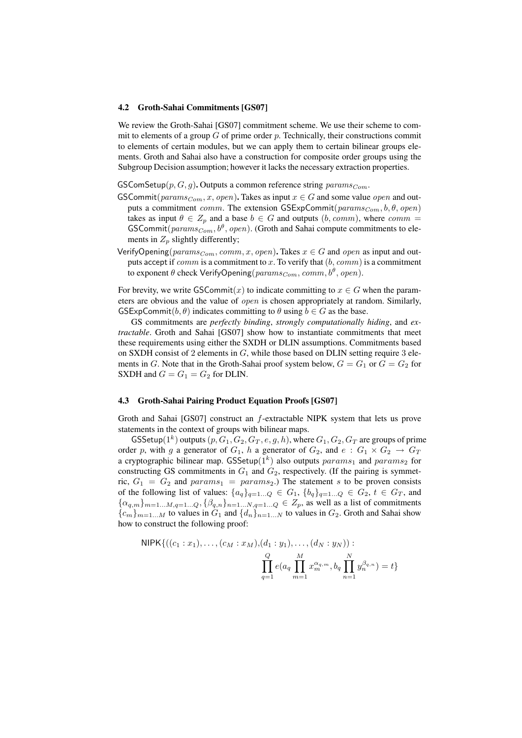### 4.2 Groth-Sahai Commitments [GS07]

We review the Groth-Sahai [GS07] commitment scheme. We use their scheme to commit to elements of a group $G$ of prime order $p$. Technically, their constructions commit to elements of certain modules, but we can apply them to certain bilinear groups elements. Groth and Sahai also have a construction for composite order groups using the Subgroup Decision assumption; however it lacks the necessary extraction properties.

$\mathsf{GSComSetup}(p, G, g)$**.** Outputs a common reference string $params_{Com}$.

$\mathsf{GSCommit}(params_{Com}, x, open)$**.** Takes as input $x \in G$ and some value $open$ and outputs a commitment $comm$. The extension $\mathsf{GSExpCommit}(params_{Com}, b, \theta, open)$ takes as input $\theta \in Z_p$ and a base $b \in G$ and outputs $(b, comm)$, where $comm = \mathsf{GSCommit}(params_{Com}, b^\theta, open)$. (Groth and Sahai compute commitments to elements in $Z_p$ slightly differently;

$\mathsf{VerifyOpening}(params_{Com}, comm, x, open)$**.** Takes $x \in G$ and $open$ as input and outputs accept if $comm$ is a commitment to $x$. To verify that $(b, comm)$ is a commitment to exponent $\theta$ check $\mathsf{VerifyOpening}(params_{Com}, comm, b^\theta, open)$.

For brevity, we write $\mathsf{GSCommit}(x)$ to indicate committing to $x \in G$ when the parameters are obvious and the value of $open$ is chosen appropriately at random. Similarly, $\mathsf{GSExpCommit}(b, \theta)$ indicates committing to $\theta$ using $b \in G$ as the base.

GS commitments are *perfectly binding*, *strongly computationally hiding*, and *extractable*. Groth and Sahai [GS07] show how to instantiate commitments that meet these requirements using either the SXDH or DLIN assumptions. Commitments based on SXDH consist of 2 elements in $G$, while those based on DLIN setting require 3 elements in $G$. Note that in the Groth-Sahai proof system below, $G = G_1$ or $G = G_2$ for SXDH and $G = G_1 = G_2$ for DLIN.

### 4.3 Groth-Sahai Pairing Product Equation Proofs [GS07]

Groth and Sahai [GS07] construct an $f$-extractable NIPK system that lets us prove statements in the context of groups with bilinear maps.

$\mathsf{GSSetup}(1^k)$ outputs $(p, G_1, G_2, G_T, e, g, h)$, where $G_1, G_2, G_T$ are groups of prime order $p$, with $g$ a generator of $G_1$, $h$ a generator of $G_2$, and $e : G_1 \times G_2 \to G_T$ a cryptographic bilinear map. $\mathsf{GSSetup}(1^k)$ also outputs $params_1$ and $params_2$ for constructing GS commitments in $G_1$ and $G_2$, respectively. (If the pairing is symmetric, $G_1 = G_2$ and $params_1 = params_2$.) The statement $s$ to be proven consists of the following list of values: $\{a_q\}_{q=1\ldots Q} \in G_1$, $\{b_q\}_{q=1\ldots Q} \in G_2$, $t \in G_T$, and $\{\alpha_{q,m}\}_{m=1\ldots M, q=1\ldots Q}, \{\beta_{q,n}\}_{n=1\ldots N, q=1\ldots Q} \in Z_p$, as well as a list of commitments $\{c_m\}_{m=1\ldots M}$ to values in $G_1$ and $\{d_n\}_{n=1\ldots N}$ to values in $G_2$. Groth and Sahai show how to construct the following proof:

$$\mathsf{NIPK}\{((c_1 : x_1), \ldots, (c_M : x_M), (d_1 : y_1), \ldots, (d_N : y_N)) : \prod_{q=1}^{Q} e(a_q \prod_{m=1}^{M} x_m^{\alpha_{q,m}}, b_q \prod_{n=1}^{N} y_n^{\beta_{q,n}}) = t\}$$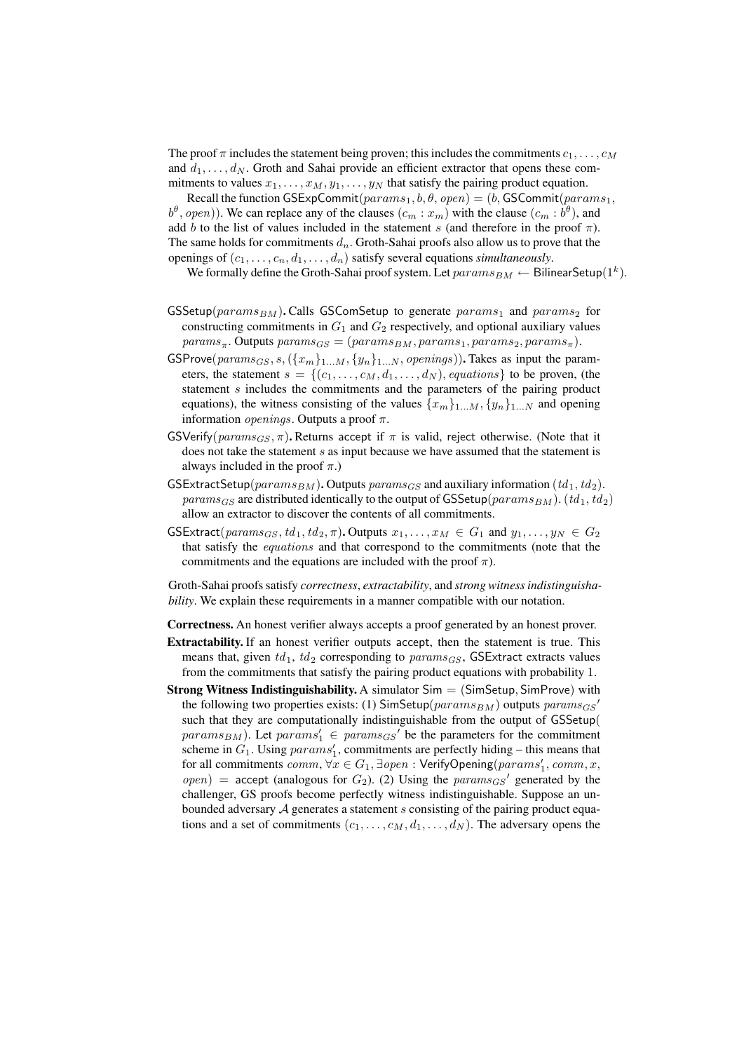The proof $\pi$ includes the statement being proven; this includes the commitments $c_1, \ldots, c_M$ and $d_1, \ldots, d_N$. Groth and Sahai provide an efficient extractor that opens these commitments to values $x_1, \ldots, x_M, y_1, \ldots, y_N$ that satisfy the pairing product equation.

Recall the function $\mathsf{GSExpCommit}(params_1, b, \theta, open) = (b, \mathsf{GSCommit}(params_1, b^\theta, open))$. We can replace any of the clauses $(c_m : x_m)$ with the clause $(c_m : b^\theta)$, and add $b$ to the list of values included in the statement $s$ (and therefore in the proof $\pi$). The same holds for commitments $d_n$. Groth-Sahai proofs also allow us to prove that the openings of $(c_1, \ldots, c_n, d_1, \ldots, d_n)$ satisfy several equations *simultaneously*.

We formally define the Groth-Sahai proof system. Let $params_{BM} \leftarrow \mathsf{BilinearSetup}(1^k)$.

- $\mathsf{GSSetup}(params_{BM})$**.** Calls $\mathsf{GSComSetup}$ to generate $params_1$ and $params_2$ for constructing commitments in $G_1$ and $G_2$ respectively, and optional auxiliary values $params_\pi$. Outputs $params_{GS} = (params_{BM}, params_1, params_2, params_\pi)$.
- $\mathsf{GSProve}(params_{GS}, s, (\{x_m\}_{1\ldots M}, \{y_n\}_{1\ldots N}, openings))$**.** Takes as input the parameters, the statement $s = \{(c_1, \ldots, c_M, d_1, \ldots, d_N), equations\}$ to be proven, (the statement $s$ includes the commitments and the parameters of the pairing product equations), the witness consisting of the values $\{x_m\}_{1\ldots M}, \{y_n\}_{1\ldots N}$ and opening information $openings$. Outputs a proof $\pi$.
- $\mathsf{GSVerify}(params_{GS}, \pi)$**.** Returns accept if $\pi$ is valid, reject otherwise. (Note that it does not take the statement $s$ as input because we have assumed that the statement is always included in the proof $\pi$.)
- $\mathsf{GSExtractSetup}(params_{BM})$**.** Outputs $params_{GS}$ and auxiliary information $(td_1, td_2)$. $params_{GS}$ are distributed identically to the output of $\mathsf{GSSetup}(params_{BM})$. $(td_1, td_2)$ allow an extractor to discover the contents of all commitments.
- $\mathsf{GSExtract}(params_{GS}, td_1, td_2, \pi)$**.** Outputs $x_1, \ldots, x_M \in G_1$ and $y_1, \ldots, y_N \in G_2$ that satisfy the $equations$ and that correspond to the commitments (note that the commitments and the equations are included with the proof $\pi$).

Groth-Sahai proofs satisfy ***correctness***, ***extractability***, and ***strong witness indistinguishability***. We explain these requirements in a manner compatible with our notation.

**Correctness.** An honest verifier always accepts a proof generated by an honest prover.

**Extractability.** If an honest verifier outputs accept, then the statement is true. This means that, given $td_1$, $td_2$ corresponding to $params_{GS}$, $\mathsf{GSExtract}$ extracts values from the commitments that satisfy the pairing product equations with probability 1.

**Strong Witness Indistinguishability.** A simulator $\mathsf{Sim} = (\mathsf{SimSetup}, \mathsf{SimProve})$ with the following two properties exists: (1) $\mathsf{SimSetup}(params_{BM})$ outputs $params_{GS}'$ such that they are computationally indistinguishable from the output of $\mathsf{GSSetup}(params_{BM})$. Let $params_1' \in params_{GS}'$ be the parameters for the commitment scheme in $G_1$. Using $params_1'$, commitments are perfectly hiding – this means that for all commitments $comm$, $\forall x \in G_1, \exists open : \mathsf{VerifyOpening}(params_1', comm, x, open) =$ accept (analogous for $G_2$). (2) Using the $params_{GS}'$ generated by the challenger, GS proofs become perfectly witness indistinguishable. Suppose an unbounded adversary $\mathcal{A}$ generates a statement $s$ consisting of the pairing product equations and a set of commitments $(c_1, \ldots, c_M, d_1, \ldots, d_N)$. The adversary opens the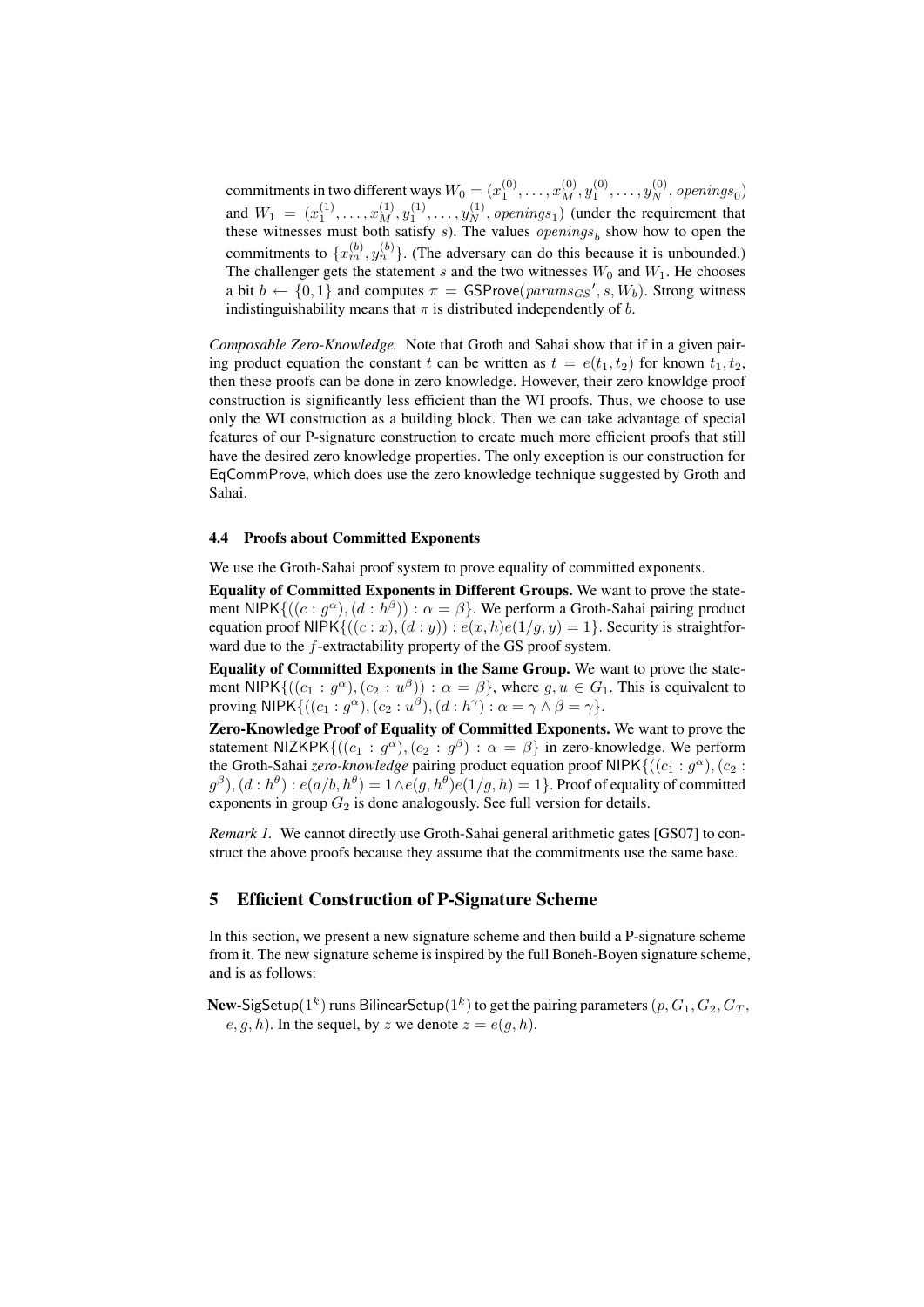commitments in two different ways $W_0 = (x_1^{(0)}, \ldots, x_M^{(0)}, y_1^{(0)}, \ldots, y_N^{(0)}, \mathit{openings}_0)$ and $W_1 = (x_1^{(1)}, \ldots, x_M^{(1)}, y_1^{(1)}, \ldots, y_N^{(1)}, \mathit{openings}_1)$ (under the requirement that these witnesses must both satisfy $s$). The values $\mathit{openings}_b$ show how to open the commitments to $\{x_m^{(b)}, y_n^{(b)}\}$. (The adversary can do this because it is unbounded.) The challenger gets the statement $s$ and the two witnesses $W_0$ and $W_1$. He chooses a bit $b \leftarrow \{0, 1\}$ and computes $\pi = \mathsf{GSProve}(\mathit{params}_{GS}', s, W_b)$. Strong witness indistinguishability means that $\pi$ is distributed independently of $b$.

*Composable Zero-Knowledge.* Note that Groth and Sahai show that if in a given pairing product equation the constant $t$ can be written as $t = e(t_1, t_2)$ for known $t_1, t_2$, then these proofs can be done in zero knowledge. However, their zero knowldge proof construction is significantly less efficient than the WI proofs. Thus, we choose to use only the WI construction as a building block. Then we can take advantage of special features of our P-signature construction to create much more efficient proofs that still have the desired zero knowledge properties. The only exception is our construction for EqCommProve, which does use the zero knowledge technique suggested by Groth and Sahai.

### 4.4 Proofs about Committed Exponents

We use the Groth-Sahai proof system to prove equality of committed exponents.

**Equality of Committed Exponents in Different Groups.** We want to prove the statement $\mathsf{NIPK}\{((c : g^\alpha), (d : h^\beta)) : \alpha = \beta\}$. We perform a Groth-Sahai pairing product equation proof $\mathsf{NIPK}\{((c : x), (d : y)) : e(x, h)e(1/g, y) = 1\}$. Security is straightforward due to the $f$-extractability property of the GS proof system.

**Equality of Committed Exponents in the Same Group.** We want to prove the statement $\mathsf{NIPK}\{((c_1 : g^\alpha), (c_2 : u^\beta)) : \alpha = \beta\}$, where $g, u \in G_1$. This is equivalent to proving $\mathsf{NIPK}\{((c_1 : g^\alpha), (c_2 : u^\beta), (d : h^\gamma) : \alpha = \gamma \wedge \beta = \gamma\}$.

**Zero-Knowledge Proof of Equality of Committed Exponents.** We want to prove the statement $\mathsf{NIZKPK}\{((c_1 : g^\alpha), (c_2 : g^\beta) : \alpha = \beta\}$ in zero-knowledge. We perform the Groth-Sahai *zero-knowledge* pairing product equation proof $\mathsf{NIPK}\{((c_1 : g^\alpha), (c_2 : g^\beta), (d : h^\theta) : e(a/b, h^\theta) = 1 \wedge e(g, h^\theta)e(1/g, h) = 1\}$. Proof of equality of committed exponents in group $G_2$ is done analogously. See full version for details.

*Remark 1.* We cannot directly use Groth-Sahai general arithmetic gates [GS07] to construct the above proofs because they assume that the commitments use the same base.

## 5 Efficient Construction of P-Signature Scheme

In this section, we present a new signature scheme and then build a P-signature scheme from it. The new signature scheme is inspired by the full Boneh-Boyen signature scheme, and is as follows:

**New-**$\mathsf{SigSetup}(1^k)$ runs $\mathsf{BilinearSetup}(1^k)$ to get the pairing parameters $(p, G_1, G_2, G_T, e, g, h)$. In the sequel, by $z$ we denote $z = e(g, h)$.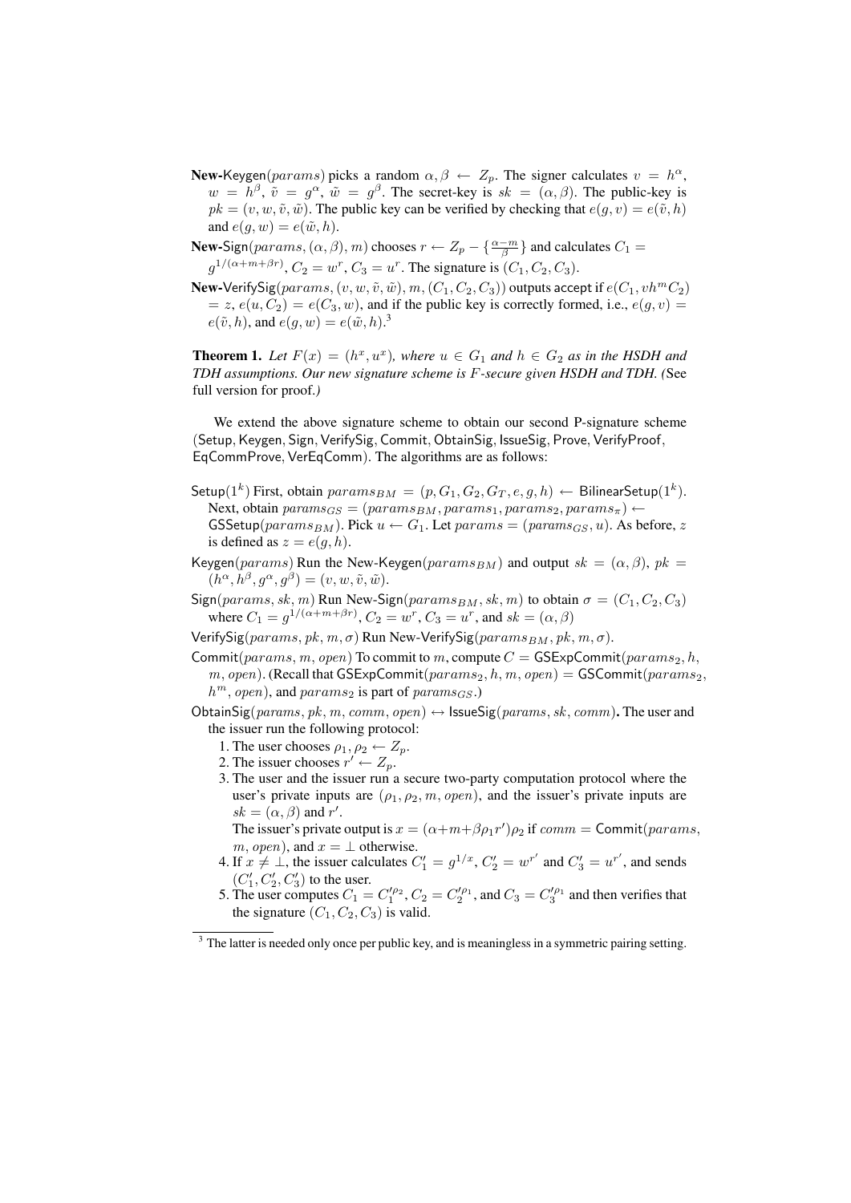**New-**$\mathsf{Keygen}(params)$ picks a random $\alpha, \beta \leftarrow Z_p$. The signer calculates $v = h^\alpha$, $w = h^\beta$, $\tilde{v} = g^\alpha$, $\tilde{w} = g^\beta$. The secret-key is $sk = (\alpha, \beta)$. The public-key is $pk = (v, w, \tilde{v}, \tilde{w})$. The public key can be verified by checking that $e(g, v) = e(\tilde{v}, h)$ and $e(g, w) = e(\tilde{w}, h)$.

**New-**$\mathsf{Sign}(params, (\alpha, \beta), m)$ chooses $r \leftarrow Z_p - \{\frac{\alpha - m}{\beta}\}$ and calculates $C_1 = g^{1/(\alpha+m+\beta r)}$, $C_2 = w^r$, $C_3 = u^r$. The signature is $(C_1, C_2, C_3)$.

**New-**$\mathsf{VerifySig}(params, (v, w, \tilde{v}, \tilde{w}), m, (C_1, C_2, C_3))$ outputs accept if $e(C_1, vh^m C_2) = z$, $e(u, C_2) = e(C_3, w)$, and if the public key is correctly formed, i.e., $e(g, v) = e(\tilde{v}, h)$, and $e(g, w) = e(\tilde{w}, h)$.[3]

**Theorem 1.** *Let $F(x) = (h^x, u^x)$, where $u \in G_1$ and $h \in G_2$ as in the HSDH and TDH assumptions. Our new signature scheme is $F$-secure given HSDH and TDH. (*See full version for proof.*)*

We extend the above signature scheme to obtain our second P-signature scheme ($\mathsf{Setup}$, $\mathsf{Keygen}$, $\mathsf{Sign}$, $\mathsf{VerifySig}$, $\mathsf{Commit}$, $\mathsf{ObtainSig}$, $\mathsf{IssueSig}$, $\mathsf{Prove}$, $\mathsf{VerifyProof}$, $\mathsf{EqCommProve}$, $\mathsf{VerEqComm}$). The algorithms are as follows:

$\mathsf{Setup}(1^k)$ First, obtain $params_{BM} = (p, G_1, G_2, G_T, e, g, h) \leftarrow \mathsf{BilinearSetup}(1^k)$. Next, obtain $params_{GS} = (params_{BM}, params_1, params_2, params_\pi) \leftarrow \mathsf{GSSetup}(params_{BM})$. Pick $u \leftarrow G_1$. Let $params = (params_{GS}, u)$. As before, $z$ is defined as $z = e(g, h)$.

$\mathsf{Keygen}(params)$ Run the New-Keygen$(params_{BM})$ and output $sk = (\alpha, \beta)$, $pk = (h^\alpha, h^\beta, g^\alpha, g^\beta) = (v, w, \tilde{v}, \tilde{w})$.

$\mathsf{Sign}(params, sk, m)$ Run New-Sign$(params_{BM}, sk, m)$ to obtain $\sigma = (C_1, C_2, C_3)$ where $C_1 = g^{1/(\alpha+m+\beta r)}$, $C_2 = w^r$, $C_3 = u^r$, and $sk = (\alpha, \beta)$

$\mathsf{VerifySig}(params, pk, m, \sigma)$ Run New-VerifySig$(params_{BM}, pk, m, \sigma)$.

$\mathsf{Commit}(params, m, open)$ To commit to $m$, compute $C = \mathsf{GSExpCommit}(params_2, h, m, open)$. (Recall that $\mathsf{GSExpCommit}(params_2, h, m, open) = \mathsf{GSCommit}(params_2, h^m, open)$, and $params_2$ is part of $params_{GS}$.)

$\mathsf{ObtainSig}(params, pk, m, comm, open) \leftrightarrow \mathsf{IssueSig}(params, sk, comm)$**.** The user and the issuer run the following protocol:

1. The user chooses $\rho_1, \rho_2 \leftarrow Z_p$.
2. The issuer chooses $r' \leftarrow Z_p$.
3. The user and the issuer run a secure two-party computation protocol where the user's private inputs are $(\rho_1, \rho_2, m, open)$, and the issuer's private inputs are $sk = (\alpha, \beta)$ and $r'$.
   The issuer's private output is $x = (\alpha + m + \beta\rho_1 r')\rho_2$ if $comm = \mathsf{Commit}(params, m, open)$, and $x = \perp$ otherwise.
4. If $x \neq \perp$, the issuer calculates $C_1' = g^{1/x}$, $C_2' = w^{r'}$ and $C_3' = u^{r'}$, and sends $(C_1', C_2', C_3')$ to the user.
5. The user computes $C_1 = C_1'^{\rho_2}$, $C_2 = C_2'^{\rho_1}$, and $C_3 = C_3'^{\rho_1}$ and then verifies that the signature $(C_1, C_2, C_3)$ is valid.

---

[3] The latter is needed only once per public key, and is meaningless in a symmetric pairing setting.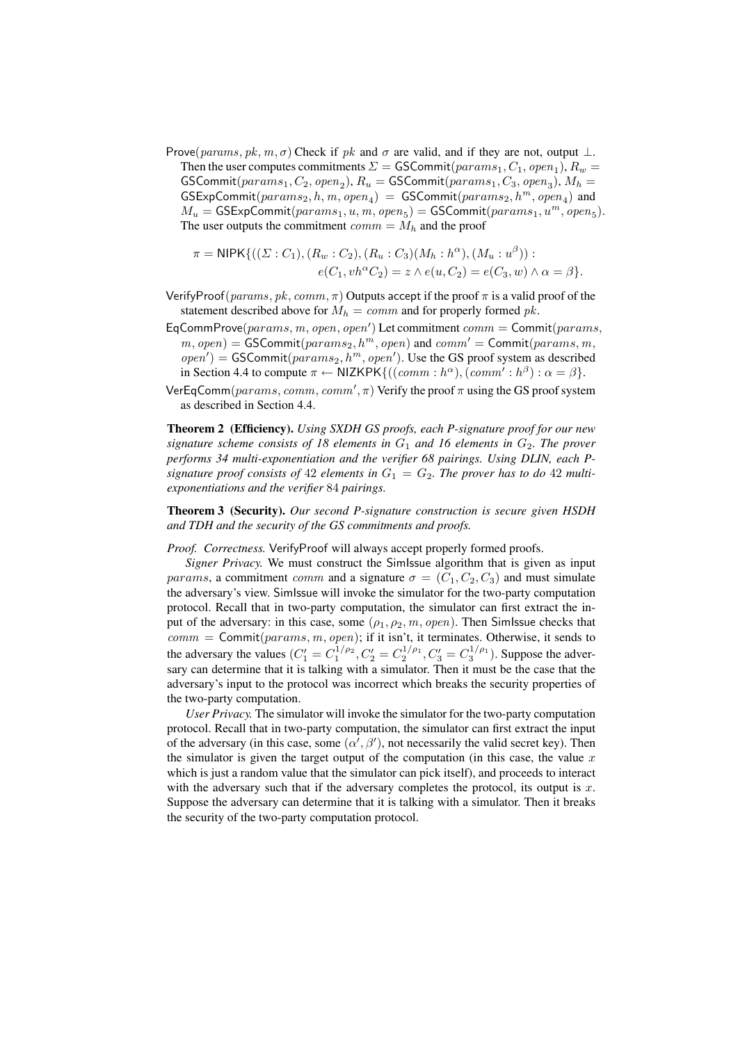Prove($params, pk, m, \sigma$) Check if $pk$ and $\sigma$ are valid, and if they are not, output $\perp$. Then the user computes commitments $\Sigma = \mathsf{GSCommit}(params_1, C_1, open_1)$, $R_w = \mathsf{GSCommit}(params_1, C_2, open_2)$, $R_u = \mathsf{GSCommit}(params_1, C_3, open_3)$, $M_h = \mathsf{GSExpCommit}(params_2, h, m, open_4) = \mathsf{GSCommit}(params_2, h^m, open_4)$ and $M_u = \mathsf{GSExpCommit}(params_1, u, m, open_5) = \mathsf{GSCommit}(params_1, u^m, open_5)$. The user outputs the commitment $comm = M_h$ and the proof

$$\pi = \mathsf{NIPK}\{((\Sigma : C_1), (R_w : C_2), (R_u : C_3)(M_h : h^\alpha), (M_u : u^\beta)) : \\ e(C_1, vh^\alpha C_2) = z \wedge e(u, C_2) = e(C_3, w) \wedge \alpha = \beta\}.$$

VerifyProof($params, pk, comm, \pi$) Outputs accept if the proof $\pi$ is a valid proof of the statement described above for $M_h = comm$ and for properly formed $pk$.

EqCommProve($params, m, open, open'$) Let commitment $comm = \mathsf{Commit}(params, m, open) = \mathsf{GSCommit}(params_2, h^m, open)$ and $comm' = \mathsf{Commit}(params, m, open') = \mathsf{GSCommit}(params_2, h^m, open')$. Use the GS proof system as described in Section 4.4 to compute $\pi \leftarrow \mathsf{NIZKPK}\{((comm : h^\alpha), (comm' : h^\beta) : \alpha = \beta\}$.

VerEqComm($params, comm, comm', \pi$) Verify the proof $\pi$ using the GS proof system as described in Section 4.4.

**Theorem 2 (Efficiency).** *Using SXDH GS proofs, each P-signature proof for our new signature scheme consists of 18 elements in $G_1$ and 16 elements in $G_2$. The prover performs 34 multi-exponentiation and the verifier 68 pairings. Using DLIN, each P-signature proof consists of 42 elements in $G_1 = G_2$. The prover has to do 42 multi-exponentiations and the verifier 84 pairings.*

**Theorem 3 (Security).** *Our second P-signature construction is secure given HSDH and TDH and the security of the GS commitments and proofs.*

*Proof. Correctness.* VerifyProof will always accept properly formed proofs.

*Signer Privacy.* We must construct the SimIssue algorithm that is given as input $params$, a commitment $comm$ and a signature $\sigma = (C_1, C_2, C_3)$ and must simulate the adversary's view. SimIssue will invoke the simulator for the two-party computation protocol. Recall that in two-party computation, the simulator can first extract the input of the adversary: in this case, some $(\rho_1, \rho_2, m, open)$. Then SimIssue checks that $comm = \mathsf{Commit}(params, m, open)$; if it isn't, it terminates. Otherwise, it sends to the adversary the values $(C_1' = C_1^{1/\rho_2}, C_2' = C_2^{1/\rho_1}, C_3' = C_3^{1/\rho_1})$. Suppose the adversary can determine that it is talking with a simulator. Then it must be the case that the adversary's input to the protocol was incorrect which breaks the security properties of the two-party computation.

*User Privacy.* The simulator will invoke the simulator for the two-party computation protocol. Recall that in two-party computation, the simulator can first extract the input of the adversary (in this case, some $(\alpha', \beta')$, not necessarily the valid secret key). Then the simulator is given the target output of the computation (in this case, the value $x$ which is just a random value that the simulator can pick itself), and proceeds to interact with the adversary such that if the adversary completes the protocol, its output is $x$. Suppose the adversary can determine that it is talking with a simulator. Then it breaks the security of the two-party computation protocol.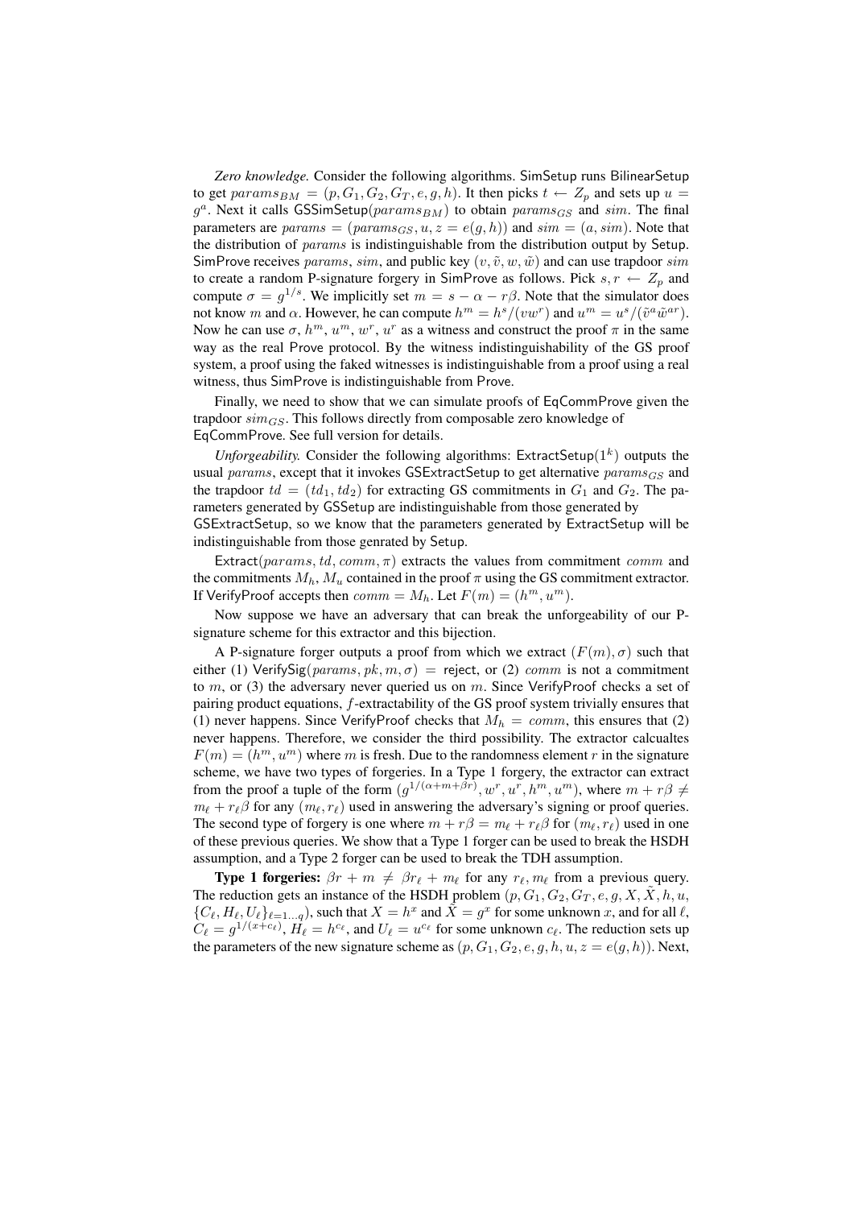*Zero knowledge.* Consider the following algorithms. SimSetup runs BilinearSetup to get $params_{BM} = (p, G_1, G_2, G_T, e, g, h)$. It then picks $t \leftarrow Z_p$ and sets up $u = g^a$. Next it calls GSSimSetup($params_{BM}$) to obtain $params_{GS}$ and $sim$. The final parameters are $params = (params_{GS}, u, z = e(g, h))$ and $sim = (a, sim)$. Note that the distribution of $params$ is indistinguishable from the distribution output by Setup. SimProve receives $params$, $sim$, and public key $(v, \tilde{v}, w, \tilde{w})$ and can use trapdoor $sim$ to create a random P-signature forgery in SimProve as follows. Pick $s, r \leftarrow Z_p$ and compute $\sigma = g^{1/s}$. We implicitly set $m = s - \alpha - r\beta$. Note that the simulator does not know $m$ and $\alpha$. However, he can compute $h^m = h^s/(vw^r)$ and $u^m = u^s/(\tilde{v}^a\tilde{w}^{ar})$. Now he can use $\sigma$, $h^m$, $u^m$, $w^r$, $u^r$ as a witness and construct the proof $\pi$ in the same way as the real Prove protocol. By the witness indistinguishability of the GS proof system, a proof using the faked witnesses is indistinguishable from a proof using a real witness, thus SimProve is indistinguishable from Prove.

Finally, we need to show that we can simulate proofs of EqCommProve given the trapdoor $sim_{GS}$. This follows directly from composable zero knowledge of EqCommProve. See full version for details.

*Unforgeability.* Consider the following algorithms: ExtractSetup($1^k$) outputs the usual $params$, except that it invokes GSExtractSetup to get alternative $params_{GS}$ and the trapdoor $td = (td_1, td_2)$ for extracting GS commitments in $G_1$ and $G_2$. The parameters generated by GSSetup are indistinguishable from those generated by GSExtractSetup, so we know that the parameters generated by ExtractSetup will be indistinguishable from those genrated by Setup.

Extract($params, td, comm, \pi$) extracts the values from commitment $comm$ and the commitments $M_h$, $M_u$ contained in the proof $\pi$ using the GS commitment extractor. If VerifyProof accepts then $comm = M_h$. Let $F(m) = (h^m, u^m)$.

Now suppose we have an adversary that can break the unforgeability of our P-signature scheme for this extractor and this bijection.

A P-signature forger outputs a proof from which we extract $(F(m), \sigma)$ such that either (1) VerifySig($params, pk, m, \sigma$) = reject, or (2) $comm$ is not a commitment to $m$, or (3) the adversary never queried us on $m$. Since VerifyProof checks a set of pairing product equations, $f$-extractability of the GS proof system trivially ensures that (1) never happens. Since VerifyProof checks that $M_h = comm$, this ensures that (2) never happens. Therefore, we consider the third possibility. The extractor calcualtes $F(m) = (h^m, u^m)$ where $m$ is fresh. Due to the randomness element $r$ in the signature scheme, we have two types of forgeries. In a Type 1 forgery, the extractor can extract from the proof a tuple of the form $(g^{1/(\alpha+m+\beta r)}, w^r, u^r, h^m, u^m)$, where $m + r\beta \neq m_\ell + r_\ell\beta$ for any $(m_\ell, r_\ell)$ used in answering the adversary's signing or proof queries. The second type of forgery is one where $m + r\beta = m_\ell + r_\ell\beta$ for $(m_\ell, r_\ell)$ used in one of these previous queries. We show that a Type 1 forger can be used to break the HSDH assumption, and a Type 2 forger can be used to break the TDH assumption.

**Type 1 forgeries:** $\beta r + m \neq \beta r_\ell + m_\ell$ for any $r_\ell, m_\ell$ from a previous query. The reduction gets an instance of the HSDH problem $(p, G_1, G_2, G_T, e, g, X, \tilde{X}, h, u, \{C_\ell, H_\ell, U_\ell\}_{\ell=1\ldots q})$, such that $X = h^x$ and $\tilde{X} = g^x$ for some unknown $x$, and for all $\ell$, $C_\ell = g^{1/(x+c_\ell)}$, $H_\ell = h^{c_\ell}$, and $U_\ell = u^{c_\ell}$ for some unknown $c_\ell$. The reduction sets up the parameters of the new signature scheme as $(p, G_1, G_2, e, g, h, u, z = e(g, h))$. Next,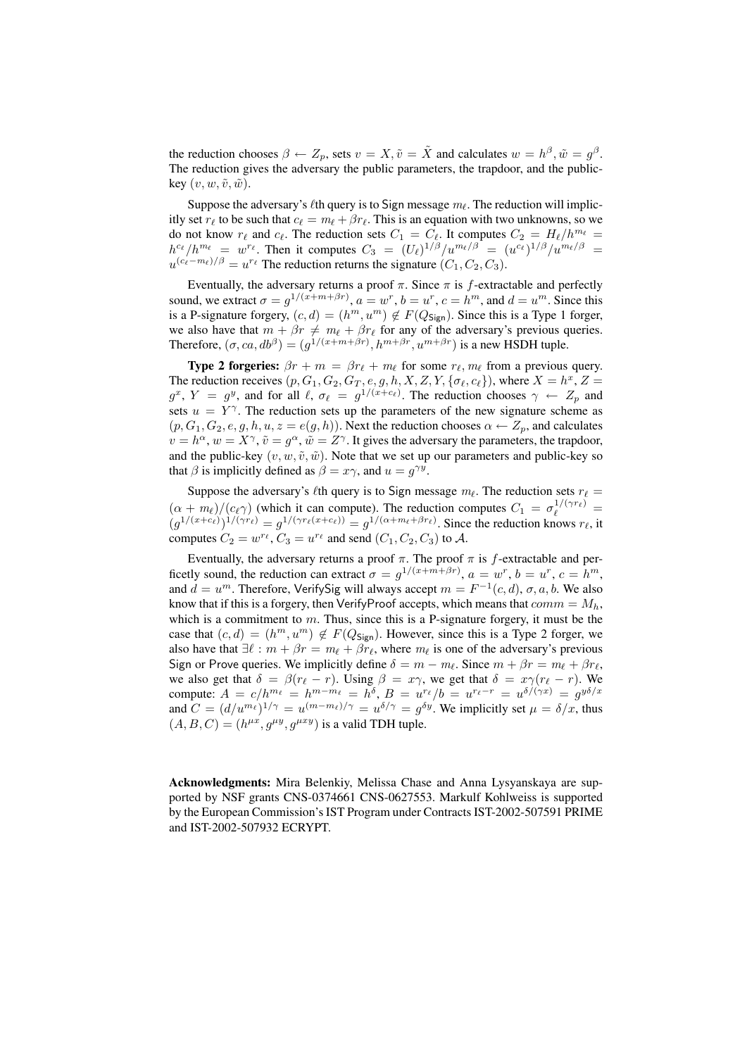the reduction chooses $\beta \leftarrow Z_p$, sets $v = X, \tilde{v} = \tilde{X}$ and calculates $w = h^\beta, \tilde{w} = g^\beta$. The reduction gives the adversary the public parameters, the trapdoor, and the public-key $(v, w, \tilde{v}, \tilde{w})$.

Suppose the adversary's $\ell$th query is to Sign message $m_\ell$. The reduction will implicitly set $r_\ell$ to be such that $c_\ell = m_\ell + \beta r_\ell$. This is an equation with two unknowns, so we do not know $r_\ell$ and $c_\ell$. The reduction sets $C_1 = C_\ell$. It computes $C_2 = H_\ell / h^{m_\ell} = h^{c_\ell}/h^{m_\ell} = w^{r_\ell}$. Then it computes $C_3 = (U_\ell)^{1/\beta}/u^{m_\ell/\beta} = (u^{c_\ell})^{1/\beta}/u^{m_\ell/\beta} = u^{(c_\ell - m_\ell)/\beta} = u^{r_\ell}$ The reduction returns the signature $(C_1, C_2, C_3)$.

Eventually, the adversary returns a proof $\pi$. Since $\pi$ is $f$-extractable and perfectly sound, we extract $\sigma = g^{1/(x+m+\beta r)}$, $a = w^r$, $b = u^r$, $c = h^m$, and $d = u^m$. Since this is a P-signature forgery, $(c, d) = (h^m, u^m) \notin F(Q_{\mathsf{Sign}})$. Since this is a Type 1 forger, we also have that $m + \beta r \neq m_\ell + \beta r_\ell$ for any of the adversary's previous queries. Therefore, $(\sigma, ca, db^\beta) = (g^{1/(x+m+\beta r)}, h^{m+\beta r}, u^{m+\beta r})$ is a new HSDH tuple.

**Type 2 forgeries:** $\beta r + m = \beta r_\ell + m_\ell$ for some $r_\ell, m_\ell$ from a previous query. The reduction receives $(p, G_1, G_2, G_T, e, g, h, X, Z, Y, \{\sigma_\ell, c_\ell\})$, where $X = h^x$, $Z = g^x$, $Y = g^y$, and for all $\ell$, $\sigma_\ell = g^{1/(x+c_\ell)}$. The reduction chooses $\gamma \leftarrow Z_p$ and sets $u = Y^\gamma$. The reduction sets up the parameters of the new signature scheme as $(p, G_1, G_2, e, g, h, u, z = e(g, h))$. Next the reduction chooses $\alpha \leftarrow Z_p$, and calculates $v = h^\alpha, w = X^\gamma, \tilde{v} = g^\alpha, \tilde{w} = Z^\gamma$. It gives the adversary the parameters, the trapdoor, and the public-key $(v, w, \tilde{v}, \tilde{w})$. Note that we set up our parameters and public-key so that $\beta$ is implicitly defined as $\beta = x\gamma$, and $u = g^{\gamma y}$.

Suppose the adversary's $\ell$th query is to Sign message $m_\ell$. The reduction sets $r_\ell = (\alpha + m_\ell)/(c_\ell \gamma)$ (which it can compute). The reduction computes $C_1 = \sigma_\ell^{1/(\gamma r_\ell)} = (g^{1/(x+c_\ell)})^{1/(\gamma r_\ell)} = g^{1/(\gamma r_\ell (x+c_\ell))} = g^{1/(\alpha + m_\ell + \beta r_\ell)}$. Since the reduction knows $r_\ell$, it computes $C_2 = w^{r_\ell}$, $C_3 = u^{r_\ell}$ and send $(C_1, C_2, C_3)$ to $\mathcal{A}$.

Eventually, the adversary returns a proof $\pi$. The proof $\pi$ is $f$-extractable and perficetly sound, the reduction can extract $\sigma = g^{1/(x+m+\beta r)}$, $a = w^r$, $b = u^r$, $c = h^m$, and $d = u^m$. Therefore, VerifySig will always accept $m = F^{-1}(c, d)$, $\sigma, a, b$. We also know that if this is a forgery, then VerifyProof accepts, which means that $comm = M_h$, which is a commitment to $m$. Thus, since this is a P-signature forgery, it must be the case that $(c, d) = (h^m, u^m) \notin F(Q_{\mathsf{Sign}})$. However, since this is a Type 2 forger, we also have that $\exists \ell : m + \beta r = m_\ell + \beta r_\ell$, where $m_\ell$ is one of the adversary's previous Sign or Prove queries. We implicitly define $\delta = m - m_\ell$. Since $m + \beta r = m_\ell + \beta r_\ell$, we also get that $\delta = \beta(r_\ell - r)$. Using $\beta = x\gamma$, we get that $\delta = x\gamma(r_\ell - r)$. We compute: $A = c/h^{m_\ell} = h^{m - m_\ell} = h^\delta$, $B = u^{r_\ell}/b = u^{r_\ell - r} = u^{\delta/(\gamma x)} = g^{y\delta/x}$ and $C = (d/u^{m_\ell})^{1/\gamma} = u^{(m-m_\ell)/\gamma} = u^{\delta/\gamma} = g^{\delta y}$. We implicitly set $\mu = \delta/x$, thus $(A, B, C) = (h^{\mu x}, g^{\mu y}, g^{\mu x y})$ is a valid TDH tuple.

**Acknowledgments:** Mira Belenkiy, Melissa Chase and Anna Lysyanskaya are supported by NSF grants CNS-0374661 CNS-0627553. Markulf Kohlweiss is supported by the European Commission's IST Program under Contracts IST-2002-507591 PRIME and IST-2002-507932 ECRYPT.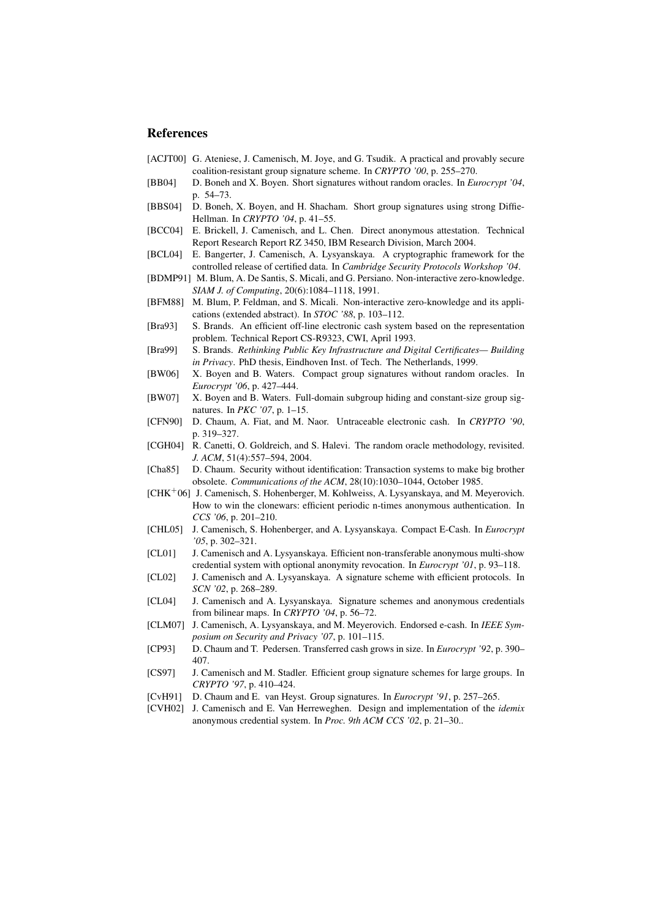## References

[ACJT00] G. Ateniese, J. Camenisch, M. Joye, and G. Tsudik. A practical and provably secure coalition-resistant group signature scheme. In *CRYPTO '00*, p. 255–270.

[BB04] D. Boneh and X. Boyen. Short signatures without random oracles. In *Eurocrypt '04*, p. 54–73.

[BBS04] D. Boneh, X. Boyen, and H. Shacham. Short group signatures using strong Diffie-Hellman. In *CRYPTO '04*, p. 41–55.

[BCC04] E. Brickell, J. Camenisch, and L. Chen. Direct anonymous attestation. Technical Report Research Report RZ 3450, IBM Research Division, March 2004.

[BCL04] E. Bangerter, J. Camenisch, A. Lysyanskaya. A cryptographic framework for the controlled release of certified data. In *Cambridge Security Protocols Workshop '04*.

[BDMP91] M. Blum, A. De Santis, S. Micali, and G. Persiano. Non-interactive zero-knowledge. *SIAM J. of Computing*, 20(6):1084–1118, 1991.

[BFM88] M. Blum, P. Feldman, and S. Micali. Non-interactive zero-knowledge and its applications (extended abstract). In *STOC '88*, p. 103–112.

[Bra93] S. Brands. An efficient off-line electronic cash system based on the representation problem. Technical Report CS-R9323, CWI, April 1993.

[Bra99] S. Brands. *Rethinking Public Key Infrastructure and Digital Certificates— Building in Privacy*. PhD thesis, Eindhoven Inst. of Tech. The Netherlands, 1999.

[BW06] X. Boyen and B. Waters. Compact group signatures without random oracles. In *Eurocrypt '06*, p. 427–444.

[BW07] X. Boyen and B. Waters. Full-domain subgroup hiding and constant-size group signatures. In *PKC '07*, p. 1–15.

[CFN90] D. Chaum, A. Fiat, and M. Naor. Untraceable electronic cash. In *CRYPTO '90*, p. 319–327.

[CGH04] R. Canetti, O. Goldreich, and S. Halevi. The random oracle methodology, revisited. *J. ACM*, 51(4):557–594, 2004.

[Cha85] D. Chaum. Security without identification: Transaction systems to make big brother obsolete. *Communications of the ACM*, 28(10):1030–1044, October 1985.

[CHK+06] J. Camenisch, S. Hohenberger, M. Kohlweiss, A. Lysyanskaya, and M. Meyerovich. How to win the clonewars: efficient periodic n-times anonymous authentication. In *CCS '06*, p. 201–210.

[CHL05] J. Camenisch, S. Hohenberger, and A. Lysyanskaya. Compact E-Cash. In *Eurocrypt '05*, p. 302–321.

[CL01] J. Camenisch and A. Lysyanskaya. Efficient non-transferable anonymous multi-show credential system with optional anonymity revocation. In *Eurocrypt '01*, p. 93–118.

[CL02] J. Camenisch and A. Lysyanskaya. A signature scheme with efficient protocols. In *SCN '02*, p. 268–289.

[CL04] J. Camenisch and A. Lysyanskaya. Signature schemes and anonymous credentials from bilinear maps. In *CRYPTO '04*, p. 56–72.

[CLM07] J. Camenisch, A. Lysyanskaya, and M. Meyerovich. Endorsed e-cash. In *IEEE Symposium on Security and Privacy '07*, p. 101–115.

[CP93] D. Chaum and T. Pedersen. Transferred cash grows in size. In *Eurocrypt '92*, p. 390–407.

[CS97] J. Camenisch and M. Stadler. Efficient group signature schemes for large groups. In *CRYPTO '97*, p. 410–424.

[CvH91] D. Chaum and E. van Heyst. Group signatures. In *Eurocrypt '91*, p. 257–265.

[CVH02] J. Camenisch and E. Van Herreweghen. Design and implementation of the *idemix* anonymous credential system. In *Proc. 9th ACM CCS '02*, p. 21–30..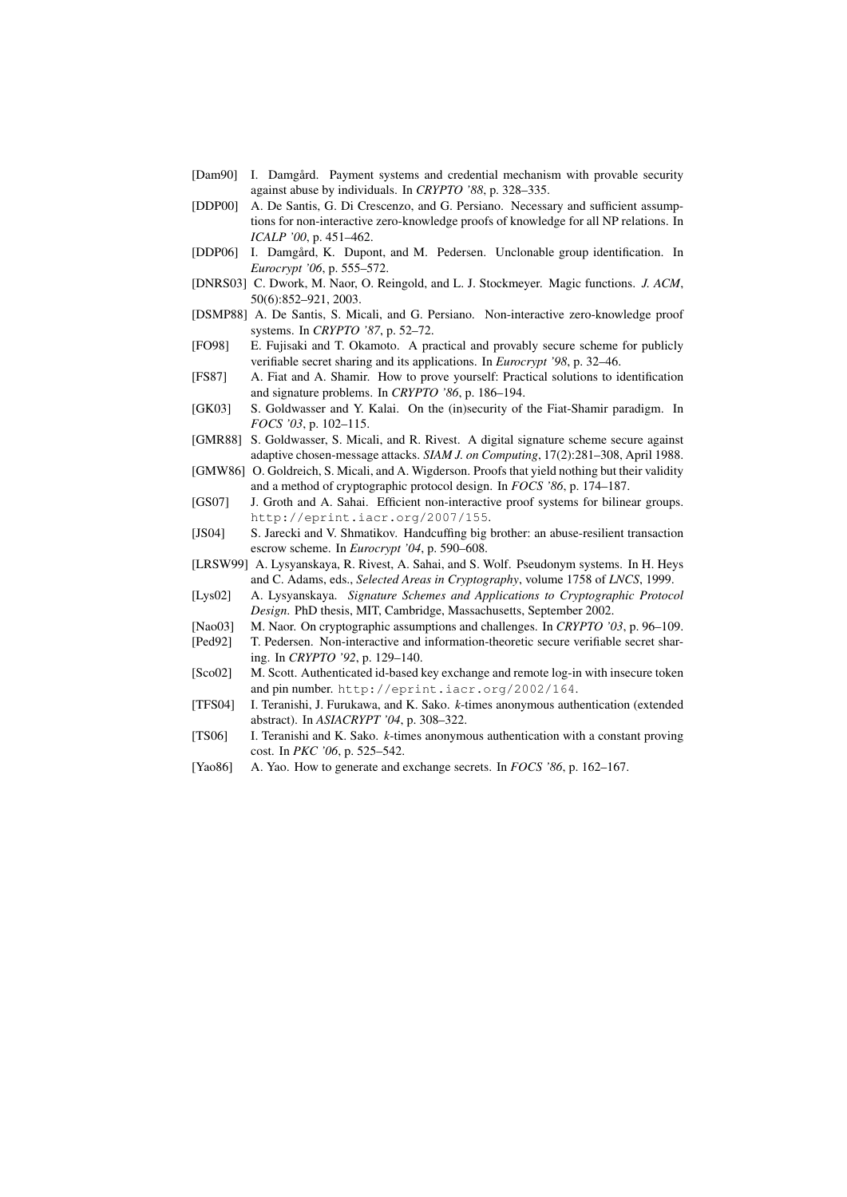[Dam90] I. Damgård. Payment systems and credential mechanism with provable security against abuse by individuals. In *CRYPTO '88*, p. 328–335.

[DDP00] A. De Santis, G. Di Crescenzo, and G. Persiano. Necessary and sufficient assumptions for non-interactive zero-knowledge proofs of knowledge for all NP relations. In *ICALP '00*, p. 451–462.

[DDP06] I. Damgård, K. Dupont, and M. Pedersen. Unclonable group identification. In *Eurocrypt '06*, p. 555–572.

[DNRS03] C. Dwork, M. Naor, O. Reingold, and L. J. Stockmeyer. Magic functions. *J. ACM*, 50(6):852–921, 2003.

[DSMP88] A. De Santis, S. Micali, and G. Persiano. Non-interactive zero-knowledge proof systems. In *CRYPTO '87*, p. 52–72.

[FO98] E. Fujisaki and T. Okamoto. A practical and provably secure scheme for publicly verifiable secret sharing and its applications. In *Eurocrypt '98*, p. 32–46.

[FS87] A. Fiat and A. Shamir. How to prove yourself: Practical solutions to identification and signature problems. In *CRYPTO '86*, p. 186–194.

[GK03] S. Goldwasser and Y. Kalai. On the (in)security of the Fiat-Shamir paradigm. In *FOCS '03*, p. 102–115.

[GMR88] S. Goldwasser, S. Micali, and R. Rivest. A digital signature scheme secure against adaptive chosen-message attacks. *SIAM J. on Computing*, 17(2):281–308, April 1988.

[GMW86] O. Goldreich, S. Micali, and A. Wigderson. Proofs that yield nothing but their validity and a method of cryptographic protocol design. In *FOCS '86*, p. 174–187.

[GS07] J. Groth and A. Sahai. Efficient non-interactive proof systems for bilinear groups. `http://eprint.iacr.org/2007/155`.

[JS04] S. Jarecki and V. Shmatikov. Handcuffing big brother: an abuse-resilient transaction escrow scheme. In *Eurocrypt '04*, p. 590–608.

[LRSW99] A. Lysyanskaya, R. Rivest, A. Sahai, and S. Wolf. Pseudonym systems. In H. Heys and C. Adams, eds., *Selected Areas in Cryptography*, volume 1758 of *LNCS*, 1999.

[Lys02] A. Lysyanskaya. *Signature Schemes and Applications to Cryptographic Protocol Design*. PhD thesis, MIT, Cambridge, Massachusetts, September 2002.

[Nao03] M. Naor. On cryptographic assumptions and challenges. In *CRYPTO '03*, p. 96–109.

[Ped92] T. Pedersen. Non-interactive and information-theoretic secure verifiable secret sharing. In *CRYPTO '92*, p. 129–140.

[Sco02] M. Scott. Authenticated id-based key exchange and remote log-in with insecure token and pin number. `http://eprint.iacr.org/2002/164`.

[TFS04] I. Teranishi, J. Furukawa, and K. Sako. $k$-times anonymous authentication (extended abstract). In *ASIACRYPT '04*, p. 308–322.

[TS06] I. Teranishi and K. Sako. $k$-times anonymous authentication with a constant proving cost. In *PKC '06*, p. 525–542.

[Yao86] A. Yao. How to generate and exchange secrets. In *FOCS '86*, p. 162–167.